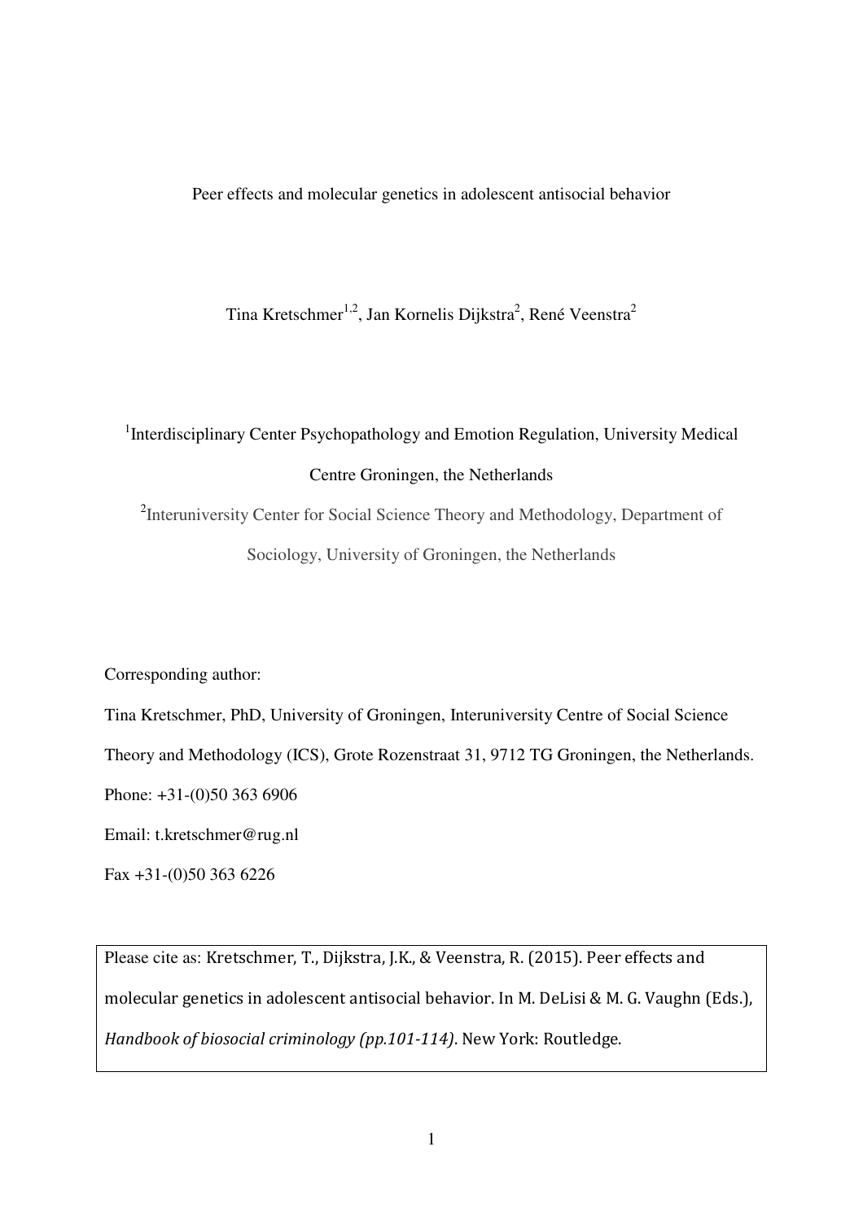# Peer effects and molecular genetics in adolescent antisocial behavior

Tina Kretschmer[1,2], Jan Kornelis Dijkstra[2], René Veenstra[2]

[1]Interdisciplinary Center Psychopathology and Emotion Regulation, University Medical Centre Groningen, the Netherlands

[2]Interuniversity Center for Social Science Theory and Methodology, Department of Sociology, University of Groningen, the Netherlands

Corresponding author:

Tina Kretschmer, PhD, University of Groningen, Interuniversity Centre of Social Science Theory and Methodology (ICS), Grote Rozenstraat 31, 9712 TG Groningen, the Netherlands.

Phone: +31-(0)50 363 6906

Email: t.kretschmer@rug.nl

Fax +31-(0)50 363 6226

Please cite as: Kretschmer, T., Dijkstra, J.K., & Veenstra, R. (2015). Peer effects and molecular genetics in adolescent antisocial behavior. In M. DeLisi & M. G. Vaughn (Eds.), *Handbook of biosocial criminology (pp.101-114)*. New York: Routledge.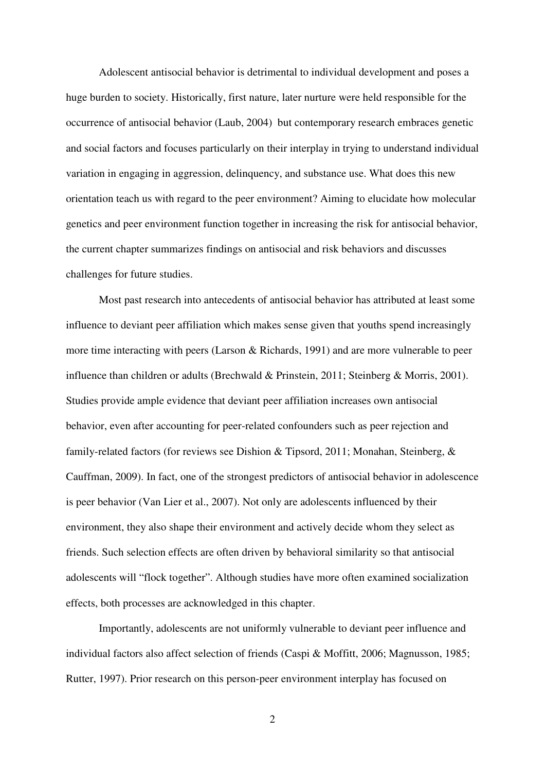Adolescent antisocial behavior is detrimental to individual development and poses a huge burden to society. Historically, first nature, later nurture were held responsible for the occurrence of antisocial behavior (Laub, 2004) but contemporary research embraces genetic and social factors and focuses particularly on their interplay in trying to understand individual variation in engaging in aggression, delinquency, and substance use. What does this new orientation teach us with regard to the peer environment? Aiming to elucidate how molecular genetics and peer environment function together in increasing the risk for antisocial behavior, the current chapter summarizes findings on antisocial and risk behaviors and discusses challenges for future studies.

Most past research into antecedents of antisocial behavior has attributed at least some influence to deviant peer affiliation which makes sense given that youths spend increasingly more time interacting with peers (Larson & Richards, 1991) and are more vulnerable to peer influence than children or adults (Brechwald & Prinstein, 2011; Steinberg & Morris, 2001). Studies provide ample evidence that deviant peer affiliation increases own antisocial behavior, even after accounting for peer-related confounders such as peer rejection and family-related factors (for reviews see Dishion & Tipsord, 2011; Monahan, Steinberg, & Cauffman, 2009). In fact, one of the strongest predictors of antisocial behavior in adolescence is peer behavior (Van Lier et al., 2007). Not only are adolescents influenced by their environment, they also shape their environment and actively decide whom they select as friends. Such selection effects are often driven by behavioral similarity so that antisocial adolescents will "flock together". Although studies have more often examined socialization effects, both processes are acknowledged in this chapter.

Importantly, adolescents are not uniformly vulnerable to deviant peer influence and individual factors also affect selection of friends (Caspi & Moffitt, 2006; Magnusson, 1985; Rutter, 1997). Prior research on this person-peer environment interplay has focused on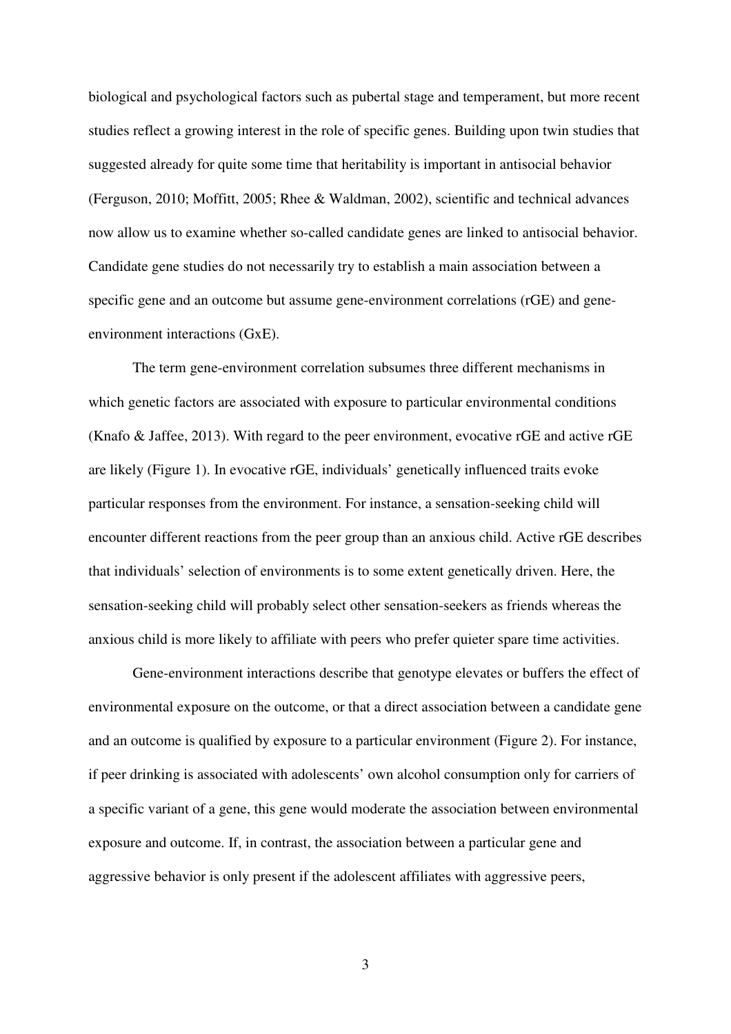biological and psychological factors such as pubertal stage and temperament, but more recent studies reflect a growing interest in the role of specific genes. Building upon twin studies that suggested already for quite some time that heritability is important in antisocial behavior (Ferguson, 2010; Moffitt, 2005; Rhee & Waldman, 2002), scientific and technical advances now allow us to examine whether so-called candidate genes are linked to antisocial behavior. Candidate gene studies do not necessarily try to establish a main association between a specific gene and an outcome but assume gene-environment correlations (rGE) and gene-environment interactions (GxE).

The term gene-environment correlation subsumes three different mechanisms in which genetic factors are associated with exposure to particular environmental conditions (Knafo & Jaffee, 2013). With regard to the peer environment, evocative rGE and active rGE are likely (Figure 1). In evocative rGE, individuals' genetically influenced traits evoke particular responses from the environment. For instance, a sensation-seeking child will encounter different reactions from the peer group than an anxious child. Active rGE describes that individuals' selection of environments is to some extent genetically driven. Here, the sensation-seeking child will probably select other sensation-seekers as friends whereas the anxious child is more likely to affiliate with peers who prefer quieter spare time activities.

Gene-environment interactions describe that genotype elevates or buffers the effect of environmental exposure on the outcome, or that a direct association between a candidate gene and an outcome is qualified by exposure to a particular environment (Figure 2). For instance, if peer drinking is associated with adolescents' own alcohol consumption only for carriers of a specific variant of a gene, this gene would moderate the association between environmental exposure and outcome. If, in contrast, the association between a particular gene and aggressive behavior is only present if the adolescent affiliates with aggressive peers,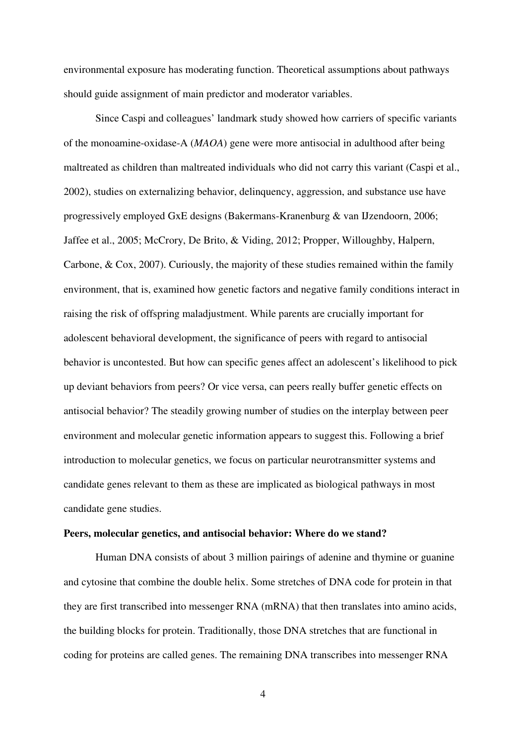environmental exposure has moderating function. Theoretical assumptions about pathways should guide assignment of main predictor and moderator variables.

Since Caspi and colleagues' landmark study showed how carriers of specific variants of the monoamine-oxidase-A (*MAOA*) gene were more antisocial in adulthood after being maltreated as children than maltreated individuals who did not carry this variant (Caspi et al., 2002), studies on externalizing behavior, delinquency, aggression, and substance use have progressively employed GxE designs (Bakermans-Kranenburg & van IJzendoorn, 2006; Jaffee et al., 2005; McCrory, De Brito, & Viding, 2012; Propper, Willoughby, Halpern, Carbone, & Cox, 2007). Curiously, the majority of these studies remained within the family environment, that is, examined how genetic factors and negative family conditions interact in raising the risk of offspring maladjustment. While parents are crucially important for adolescent behavioral development, the significance of peers with regard to antisocial behavior is uncontested. But how can specific genes affect an adolescent's likelihood to pick up deviant behaviors from peers? Or vice versa, can peers really buffer genetic effects on antisocial behavior? The steadily growing number of studies on the interplay between peer environment and molecular genetic information appears to suggest this. Following a brief introduction to molecular genetics, we focus on particular neurotransmitter systems and candidate genes relevant to them as these are implicated as biological pathways in most candidate gene studies.

**Peers, molecular genetics, and antisocial behavior: Where do we stand?**

Human DNA consists of about 3 million pairings of adenine and thymine or guanine and cytosine that combine the double helix. Some stretches of DNA code for protein in that they are first transcribed into messenger RNA (mRNA) that then translates into amino acids, the building blocks for protein. Traditionally, those DNA stretches that are functional in coding for proteins are called genes. The remaining DNA transcribes into messenger RNA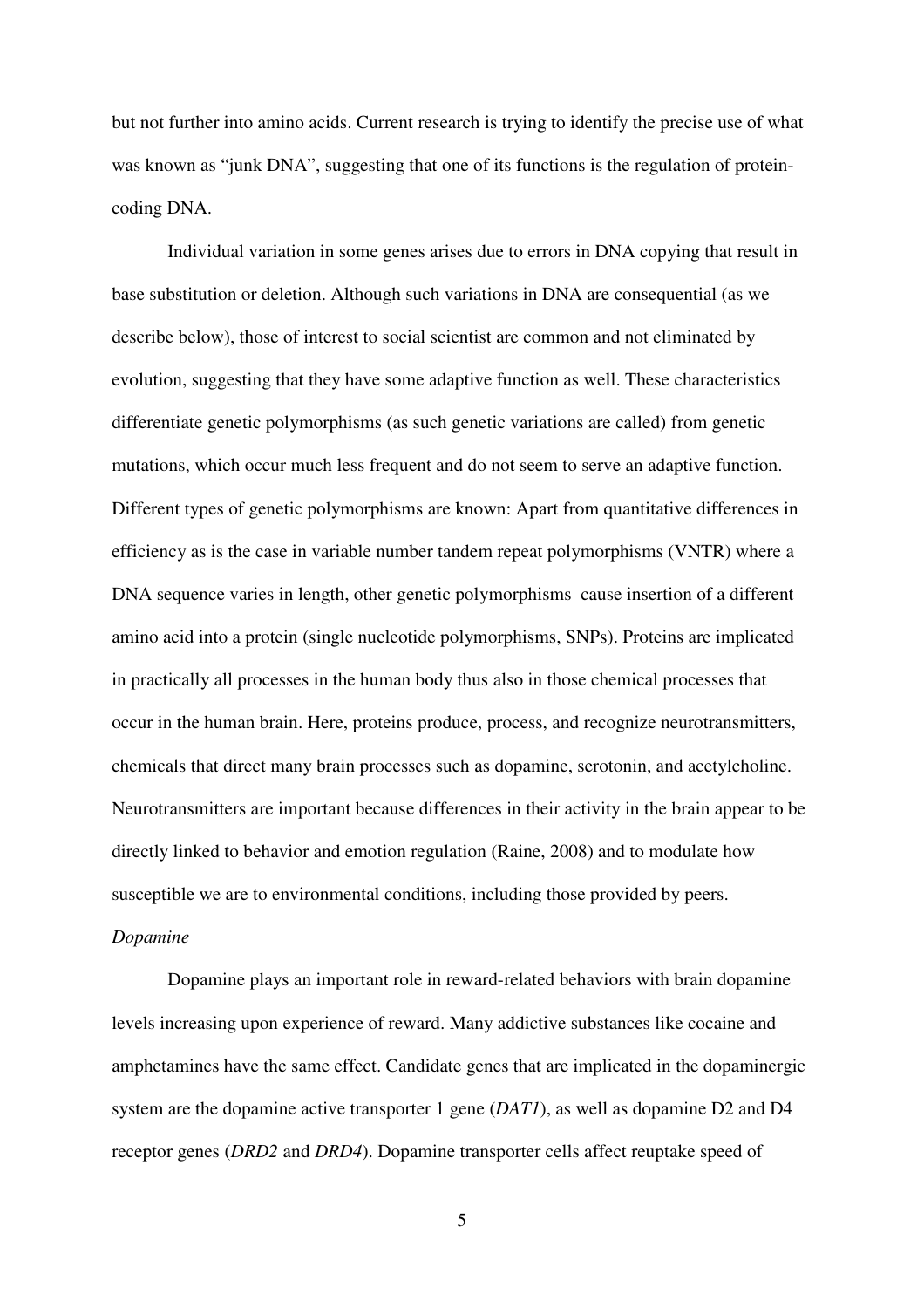but not further into amino acids. Current research is trying to identify the precise use of what was known as "junk DNA", suggesting that one of its functions is the regulation of protein-coding DNA.

Individual variation in some genes arises due to errors in DNA copying that result in base substitution or deletion. Although such variations in DNA are consequential (as we describe below), those of interest to social scientist are common and not eliminated by evolution, suggesting that they have some adaptive function as well. These characteristics differentiate genetic polymorphisms (as such genetic variations are called) from genetic mutations, which occur much less frequent and do not seem to serve an adaptive function. Different types of genetic polymorphisms are known: Apart from quantitative differences in efficiency as is the case in variable number tandem repeat polymorphisms (VNTR) where a DNA sequence varies in length, other genetic polymorphisms cause insertion of a different amino acid into a protein (single nucleotide polymorphisms, SNPs). Proteins are implicated in practically all processes in the human body thus also in those chemical processes that occur in the human brain. Here, proteins produce, process, and recognize neurotransmitters, chemicals that direct many brain processes such as dopamine, serotonin, and acetylcholine. Neurotransmitters are important because differences in their activity in the brain appear to be directly linked to behavior and emotion regulation (Raine, 2008) and to modulate how susceptible we are to environmental conditions, including those provided by peers.

*Dopamine*

Dopamine plays an important role in reward-related behaviors with brain dopamine levels increasing upon experience of reward. Many addictive substances like cocaine and amphetamines have the same effect. Candidate genes that are implicated in the dopaminergic system are the dopamine active transporter 1 gene (*DAT1*), as well as dopamine D2 and D4 receptor genes (*DRD2* and *DRD4*). Dopamine transporter cells affect reuptake speed of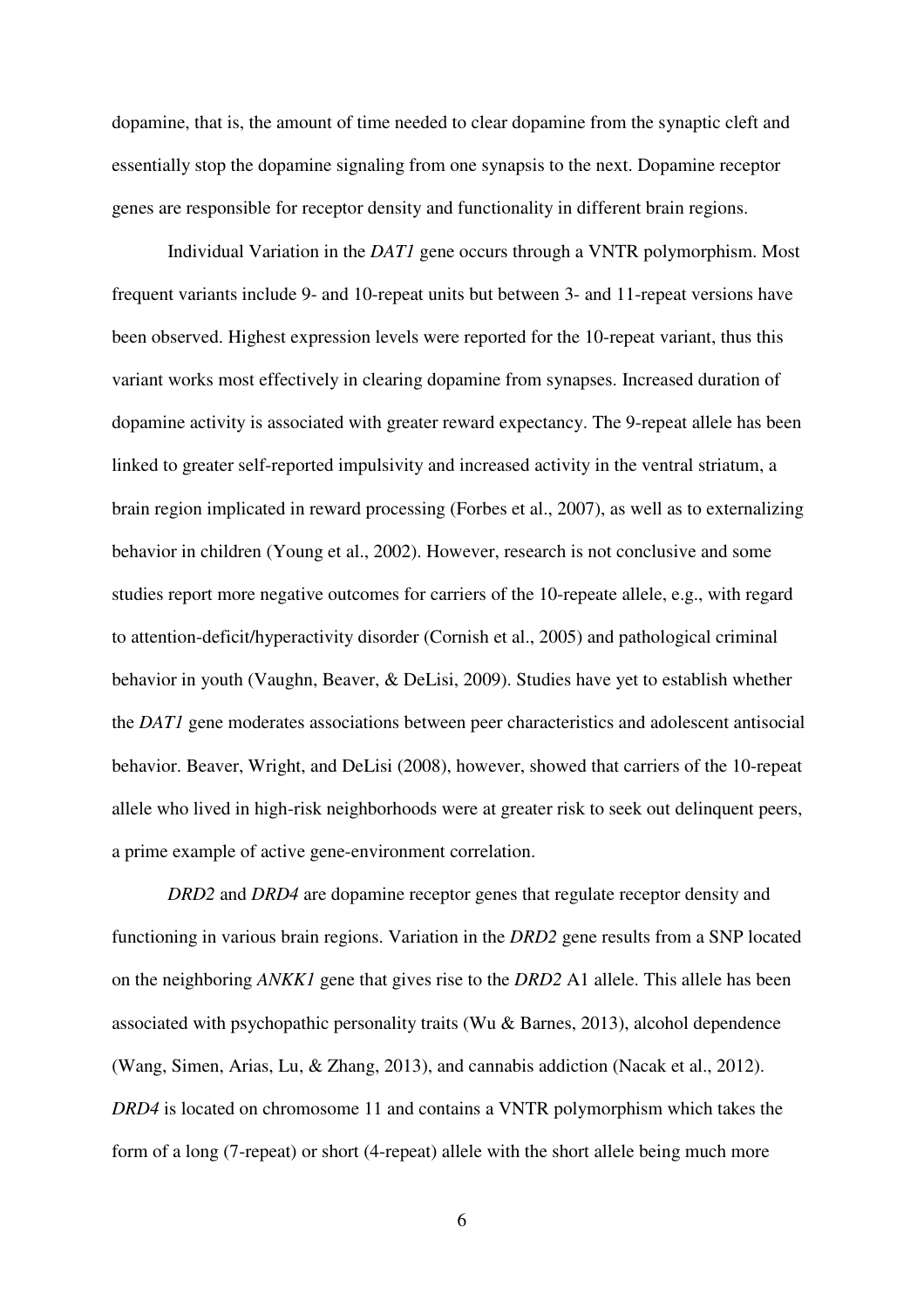dopamine, that is, the amount of time needed to clear dopamine from the synaptic cleft and essentially stop the dopamine signaling from one synapsis to the next. Dopamine receptor genes are responsible for receptor density and functionality in different brain regions.

Individual Variation in the *DAT1* gene occurs through a VNTR polymorphism. Most frequent variants include 9- and 10-repeat units but between 3- and 11-repeat versions have been observed. Highest expression levels were reported for the 10-repeat variant, thus this variant works most effectively in clearing dopamine from synapses. Increased duration of dopamine activity is associated with greater reward expectancy. The 9-repeat allele has been linked to greater self-reported impulsivity and increased activity in the ventral striatum, a brain region implicated in reward processing (Forbes et al., 2007), as well as to externalizing behavior in children (Young et al., 2002). However, research is not conclusive and some studies report more negative outcomes for carriers of the 10-repeate allele, e.g., with regard to attention-deficit/hyperactivity disorder (Cornish et al., 2005) and pathological criminal behavior in youth (Vaughn, Beaver, & DeLisi, 2009). Studies have yet to establish whether the *DAT1* gene moderates associations between peer characteristics and adolescent antisocial behavior. Beaver, Wright, and DeLisi (2008), however, showed that carriers of the 10-repeat allele who lived in high-risk neighborhoods were at greater risk to seek out delinquent peers, a prime example of active gene-environment correlation.

*DRD2* and *DRD4* are dopamine receptor genes that regulate receptor density and functioning in various brain regions. Variation in the *DRD2* gene results from a SNP located on the neighboring *ANKK1* gene that gives rise to the *DRD2* A1 allele. This allele has been associated with psychopathic personality traits (Wu & Barnes, 2013), alcohol dependence (Wang, Simen, Arias, Lu, & Zhang, 2013), and cannabis addiction (Nacak et al., 2012). *DRD4* is located on chromosome 11 and contains a VNTR polymorphism which takes the form of a long (7-repeat) or short (4-repeat) allele with the short allele being much more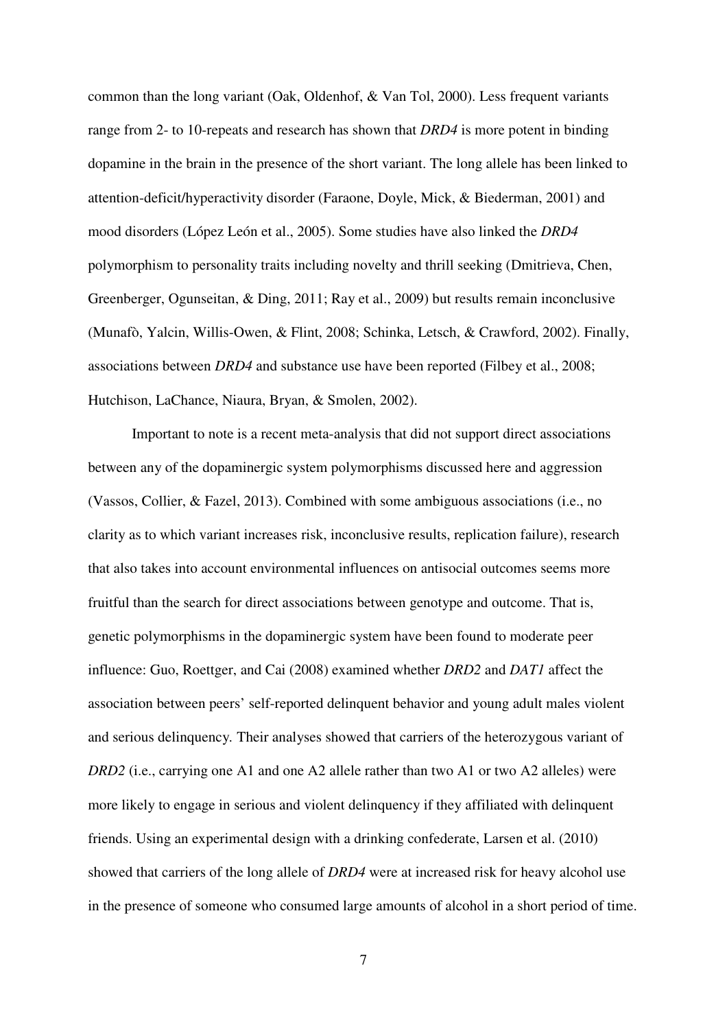common than the long variant (Oak, Oldenhof, & Van Tol, 2000). Less frequent variants range from 2- to 10-repeats and research has shown that *DRD4* is more potent in binding dopamine in the brain in the presence of the short variant. The long allele has been linked to attention-deficit/hyperactivity disorder (Faraone, Doyle, Mick, & Biederman, 2001) and mood disorders (López León et al., 2005). Some studies have also linked the *DRD4* polymorphism to personality traits including novelty and thrill seeking (Dmitrieva, Chen, Greenberger, Ogunseitan, & Ding, 2011; Ray et al., 2009) but results remain inconclusive (Munafò, Yalcin, Willis-Owen, & Flint, 2008; Schinka, Letsch, & Crawford, 2002). Finally, associations between *DRD4* and substance use have been reported (Filbey et al., 2008; Hutchison, LaChance, Niaura, Bryan, & Smolen, 2002).

Important to note is a recent meta-analysis that did not support direct associations between any of the dopaminergic system polymorphisms discussed here and aggression (Vassos, Collier, & Fazel, 2013). Combined with some ambiguous associations (i.e., no clarity as to which variant increases risk, inconclusive results, replication failure), research that also takes into account environmental influences on antisocial outcomes seems more fruitful than the search for direct associations between genotype and outcome. That is, genetic polymorphisms in the dopaminergic system have been found to moderate peer influence: Guo, Roettger, and Cai (2008) examined whether *DRD2* and *DAT1* affect the association between peers' self-reported delinquent behavior and young adult males violent and serious delinquency. Their analyses showed that carriers of the heterozygous variant of *DRD2* (i.e., carrying one A1 and one A2 allele rather than two A1 or two A2 alleles) were more likely to engage in serious and violent delinquency if they affiliated with delinquent friends. Using an experimental design with a drinking confederate, Larsen et al. (2010) showed that carriers of the long allele of *DRD4* were at increased risk for heavy alcohol use in the presence of someone who consumed large amounts of alcohol in a short period of time.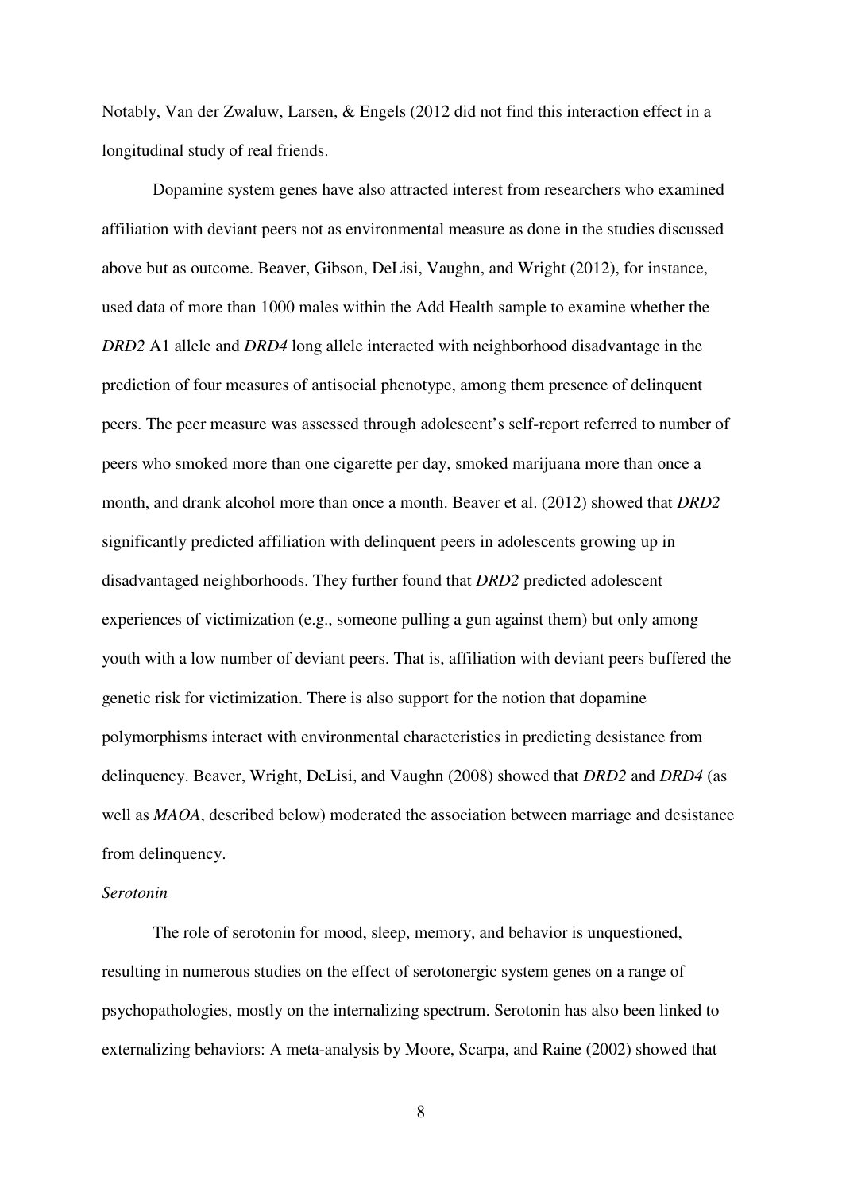Notably, Van der Zwaluw, Larsen, & Engels (2012 did not find this interaction effect in a longitudinal study of real friends.

Dopamine system genes have also attracted interest from researchers who examined affiliation with deviant peers not as environmental measure as done in the studies discussed above but as outcome. Beaver, Gibson, DeLisi, Vaughn, and Wright (2012), for instance, used data of more than 1000 males within the Add Health sample to examine whether the *DRD2* A1 allele and *DRD4* long allele interacted with neighborhood disadvantage in the prediction of four measures of antisocial phenotype, among them presence of delinquent peers. The peer measure was assessed through adolescent's self-report referred to number of peers who smoked more than one cigarette per day, smoked marijuana more than once a month, and drank alcohol more than once a month. Beaver et al. (2012) showed that *DRD2* significantly predicted affiliation with delinquent peers in adolescents growing up in disadvantaged neighborhoods. They further found that *DRD2* predicted adolescent experiences of victimization (e.g., someone pulling a gun against them) but only among youth with a low number of deviant peers. That is, affiliation with deviant peers buffered the genetic risk for victimization. There is also support for the notion that dopamine polymorphisms interact with environmental characteristics in predicting desistance from delinquency. Beaver, Wright, DeLisi, and Vaughn (2008) showed that *DRD2* and *DRD4* (as well as *MAOA*, described below) moderated the association between marriage and desistance from delinquency.

*Serotonin*

The role of serotonin for mood, sleep, memory, and behavior is unquestioned, resulting in numerous studies on the effect of serotonergic system genes on a range of psychopathologies, mostly on the internalizing spectrum. Serotonin has also been linked to externalizing behaviors: A meta-analysis by Moore, Scarpa, and Raine (2002) showed that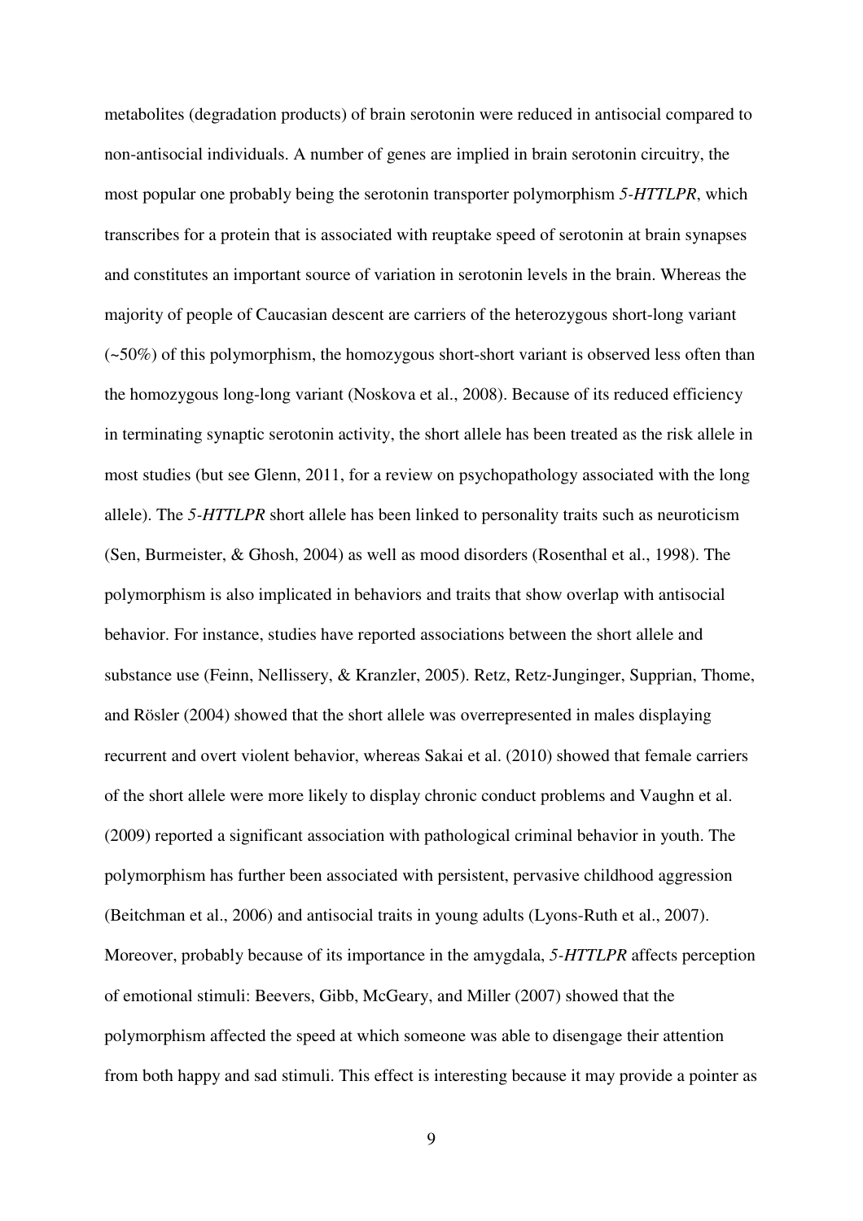metabolites (degradation products) of brain serotonin were reduced in antisocial compared to non-antisocial individuals. A number of genes are implied in brain serotonin circuitry, the most popular one probably being the serotonin transporter polymorphism *5-HTTLPR*, which transcribes for a protein that is associated with reuptake speed of serotonin at brain synapses and constitutes an important source of variation in serotonin levels in the brain. Whereas the majority of people of Caucasian descent are carriers of the heterozygous short-long variant (~50%) of this polymorphism, the homozygous short-short variant is observed less often than the homozygous long-long variant (Noskova et al., 2008). Because of its reduced efficiency in terminating synaptic serotonin activity, the short allele has been treated as the risk allele in most studies (but see Glenn, 2011, for a review on psychopathology associated with the long allele). The *5-HTTLPR* short allele has been linked to personality traits such as neuroticism (Sen, Burmeister, & Ghosh, 2004) as well as mood disorders (Rosenthal et al., 1998). The polymorphism is also implicated in behaviors and traits that show overlap with antisocial behavior. For instance, studies have reported associations between the short allele and substance use (Feinn, Nellissery, & Kranzler, 2005). Retz, Retz-Junginger, Supprian, Thome, and Rösler (2004) showed that the short allele was overrepresented in males displaying recurrent and overt violent behavior, whereas Sakai et al. (2010) showed that female carriers of the short allele were more likely to display chronic conduct problems and Vaughn et al. (2009) reported a significant association with pathological criminal behavior in youth. The polymorphism has further been associated with persistent, pervasive childhood aggression (Beitchman et al., 2006) and antisocial traits in young adults (Lyons-Ruth et al., 2007). Moreover, probably because of its importance in the amygdala, *5-HTTLPR* affects perception of emotional stimuli: Beevers, Gibb, McGeary, and Miller (2007) showed that the polymorphism affected the speed at which someone was able to disengage their attention from both happy and sad stimuli. This effect is interesting because it may provide a pointer as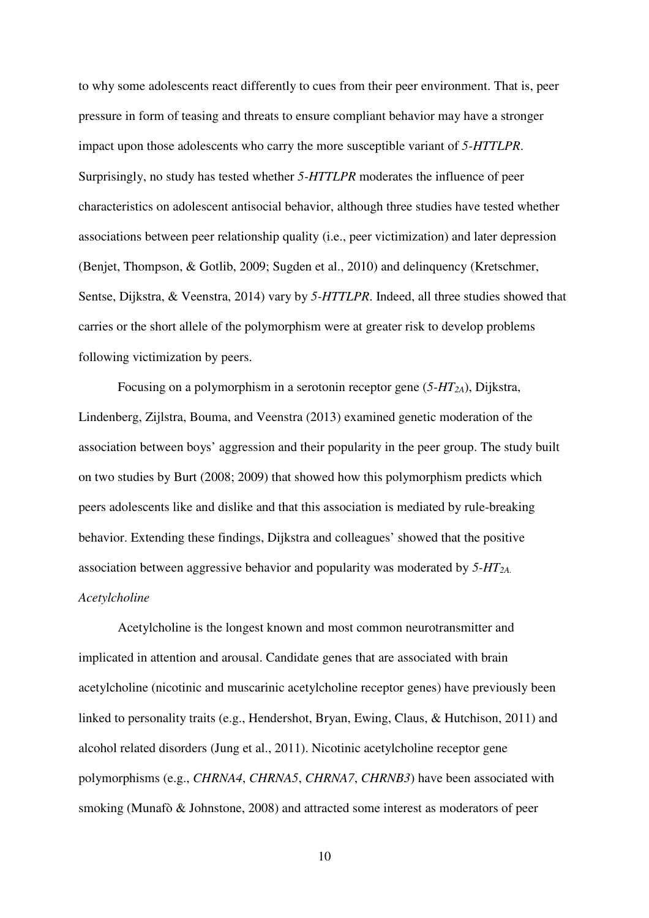to why some adolescents react differently to cues from their peer environment. That is, peer pressure in form of teasing and threats to ensure compliant behavior may have a stronger impact upon those adolescents who carry the more susceptible variant of *5-HTTLPR*. Surprisingly, no study has tested whether *5-HTTLPR* moderates the influence of peer characteristics on adolescent antisocial behavior, although three studies have tested whether associations between peer relationship quality (i.e., peer victimization) and later depression (Benjet, Thompson, & Gotlib, 2009; Sugden et al., 2010) and delinquency (Kretschmer, Sentse, Dijkstra, & Veenstra, 2014) vary by *5-HTTLPR*. Indeed, all three studies showed that carries or the short allele of the polymorphism were at greater risk to develop problems following victimization by peers.

Focusing on a polymorphism in a serotonin receptor gene (*5-HT$_{2A}$*), Dijkstra, Lindenberg, Zijlstra, Bouma, and Veenstra (2013) examined genetic moderation of the association between boys' aggression and their popularity in the peer group. The study built on two studies by Burt (2008; 2009) that showed how this polymorphism predicts which peers adolescents like and dislike and that this association is mediated by rule-breaking behavior. Extending these findings, Dijkstra and colleagues' showed that the positive association between aggressive behavior and popularity was moderated by *5-HT$_{2A.}$*

*Acetylcholine*

Acetylcholine is the longest known and most common neurotransmitter and implicated in attention and arousal. Candidate genes that are associated with brain acetylcholine (nicotinic and muscarinic acetylcholine receptor genes) have previously been linked to personality traits (e.g., Hendershot, Bryan, Ewing, Claus, & Hutchison, 2011) and alcohol related disorders (Jung et al., 2011). Nicotinic acetylcholine receptor gene polymorphisms (e.g., *CHRNA4*, *CHRNA5*, *CHRNA7*, *CHRNB3*) have been associated with smoking (Munafò & Johnstone, 2008) and attracted some interest as moderators of peer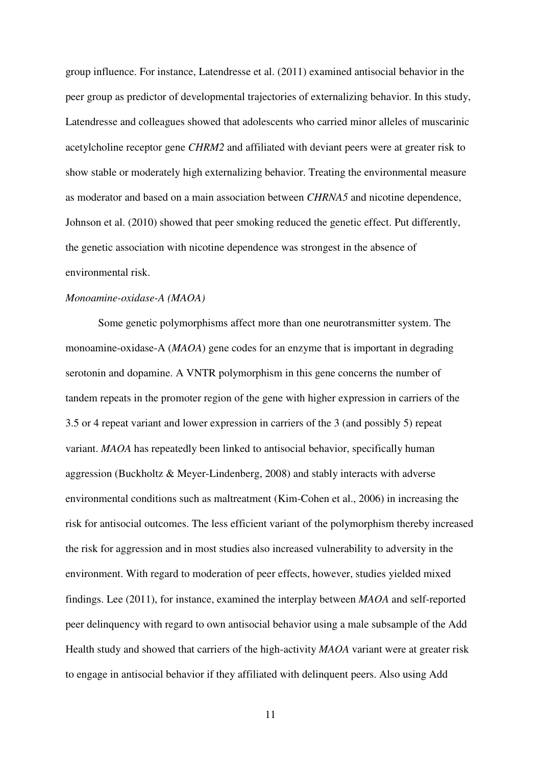group influence. For instance, Latendresse et al. (2011) examined antisocial behavior in the peer group as predictor of developmental trajectories of externalizing behavior. In this study, Latendresse and colleagues showed that adolescents who carried minor alleles of muscarinic acetylcholine receptor gene *CHRM2* and affiliated with deviant peers were at greater risk to show stable or moderately high externalizing behavior. Treating the environmental measure as moderator and based on a main association between *CHRNA5* and nicotine dependence, Johnson et al. (2010) showed that peer smoking reduced the genetic effect. Put differently, the genetic association with nicotine dependence was strongest in the absence of environmental risk.

### *Monoamine-oxidase-A (MAOA)*

Some genetic polymorphisms affect more than one neurotransmitter system. The monoamine-oxidase-A (*MAOA*) gene codes for an enzyme that is important in degrading serotonin and dopamine. A VNTR polymorphism in this gene concerns the number of tandem repeats in the promoter region of the gene with higher expression in carriers of the 3.5 or 4 repeat variant and lower expression in carriers of the 3 (and possibly 5) repeat variant. *MAOA* has repeatedly been linked to antisocial behavior, specifically human aggression (Buckholtz & Meyer-Lindenberg, 2008) and stably interacts with adverse environmental conditions such as maltreatment (Kim-Cohen et al., 2006) in increasing the risk for antisocial outcomes. The less efficient variant of the polymorphism thereby increased the risk for aggression and in most studies also increased vulnerability to adversity in the environment. With regard to moderation of peer effects, however, studies yielded mixed findings. Lee (2011), for instance, examined the interplay between *MAOA* and self-reported peer delinquency with regard to own antisocial behavior using a male subsample of the Add Health study and showed that carriers of the high-activity *MAOA* variant were at greater risk to engage in antisocial behavior if they affiliated with delinquent peers. Also using Add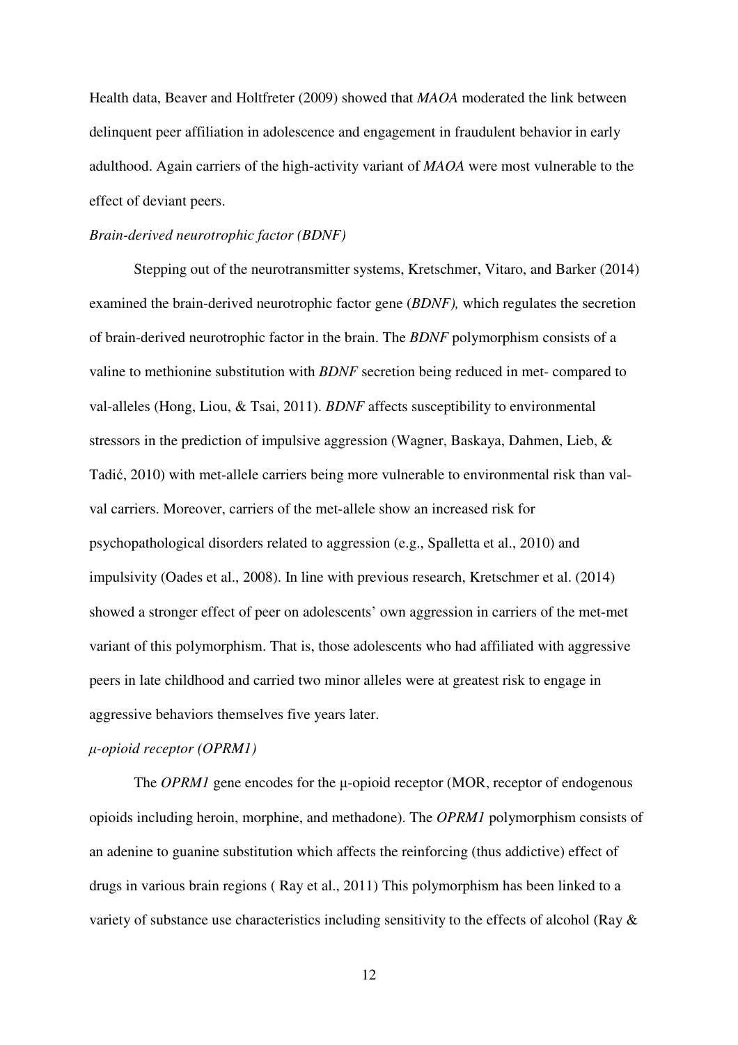Health data, Beaver and Holtfreter (2009) showed that *MAOA* moderated the link between delinquent peer affiliation in adolescence and engagement in fraudulent behavior in early adulthood. Again carriers of the high-activity variant of *MAOA* were most vulnerable to the effect of deviant peers.

*Brain-derived neurotrophic factor (BDNF)*

Stepping out of the neurotransmitter systems, Kretschmer, Vitaro, and Barker (2014) examined the brain-derived neurotrophic factor gene (*BDNF),* which regulates the secretion of brain-derived neurotrophic factor in the brain. The *BDNF* polymorphism consists of a valine to methionine substitution with *BDNF* secretion being reduced in met- compared to val-alleles (Hong, Liou, & Tsai, 2011). *BDNF* affects susceptibility to environmental stressors in the prediction of impulsive aggression (Wagner, Baskaya, Dahmen, Lieb, & Tadić, 2010) with met-allele carriers being more vulnerable to environmental risk than val-val carriers. Moreover, carriers of the met-allele show an increased risk for psychopathological disorders related to aggression (e.g., Spalletta et al., 2010) and impulsivity (Oades et al., 2008). In line with previous research, Kretschmer et al. (2014) showed a stronger effect of peer on adolescents' own aggression in carriers of the met-met variant of this polymorphism. That is, those adolescents who had affiliated with aggressive peers in late childhood and carried two minor alleles were at greatest risk to engage in aggressive behaviors themselves five years later.

*μ-opioid receptor (OPRM1)*

The *OPRM1* gene encodes for the μ-opioid receptor (MOR, receptor of endogenous opioids including heroin, morphine, and methadone). The *OPRM1* polymorphism consists of an adenine to guanine substitution which affects the reinforcing (thus addictive) effect of drugs in various brain regions ( Ray et al., 2011) This polymorphism has been linked to a variety of substance use characteristics including sensitivity to the effects of alcohol (Ray &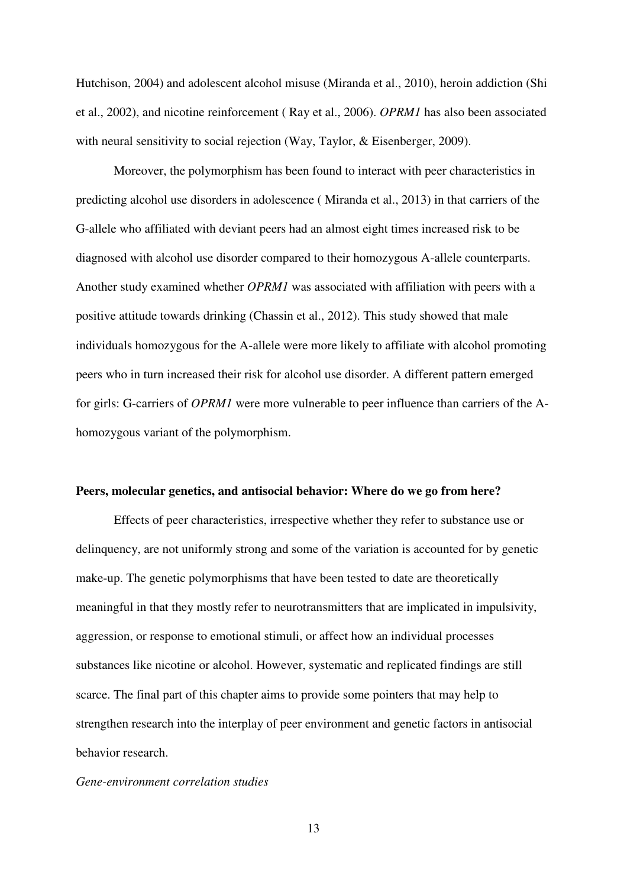Hutchison, 2004) and adolescent alcohol misuse (Miranda et al., 2010), heroin addiction (Shi et al., 2002), and nicotine reinforcement ( Ray et al., 2006). *OPRM1* has also been associated with neural sensitivity to social rejection (Way, Taylor, & Eisenberger, 2009).

Moreover, the polymorphism has been found to interact with peer characteristics in predicting alcohol use disorders in adolescence ( Miranda et al., 2013) in that carriers of the G-allele who affiliated with deviant peers had an almost eight times increased risk to be diagnosed with alcohol use disorder compared to their homozygous A-allele counterparts. Another study examined whether *OPRM1* was associated with affiliation with peers with a positive attitude towards drinking (Chassin et al., 2012). This study showed that male individuals homozygous for the A-allele were more likely to affiliate with alcohol promoting peers who in turn increased their risk for alcohol use disorder. A different pattern emerged for girls: G-carriers of *OPRM1* were more vulnerable to peer influence than carriers of the A-homozygous variant of the polymorphism.

**Peers, molecular genetics, and antisocial behavior: Where do we go from here?**

Effects of peer characteristics, irrespective whether they refer to substance use or delinquency, are not uniformly strong and some of the variation is accounted for by genetic make-up. The genetic polymorphisms that have been tested to date are theoretically meaningful in that they mostly refer to neurotransmitters that are implicated in impulsivity, aggression, or response to emotional stimuli, or affect how an individual processes substances like nicotine or alcohol. However, systematic and replicated findings are still scarce. The final part of this chapter aims to provide some pointers that may help to strengthen research into the interplay of peer environment and genetic factors in antisocial behavior research.

*Gene-environment correlation studies*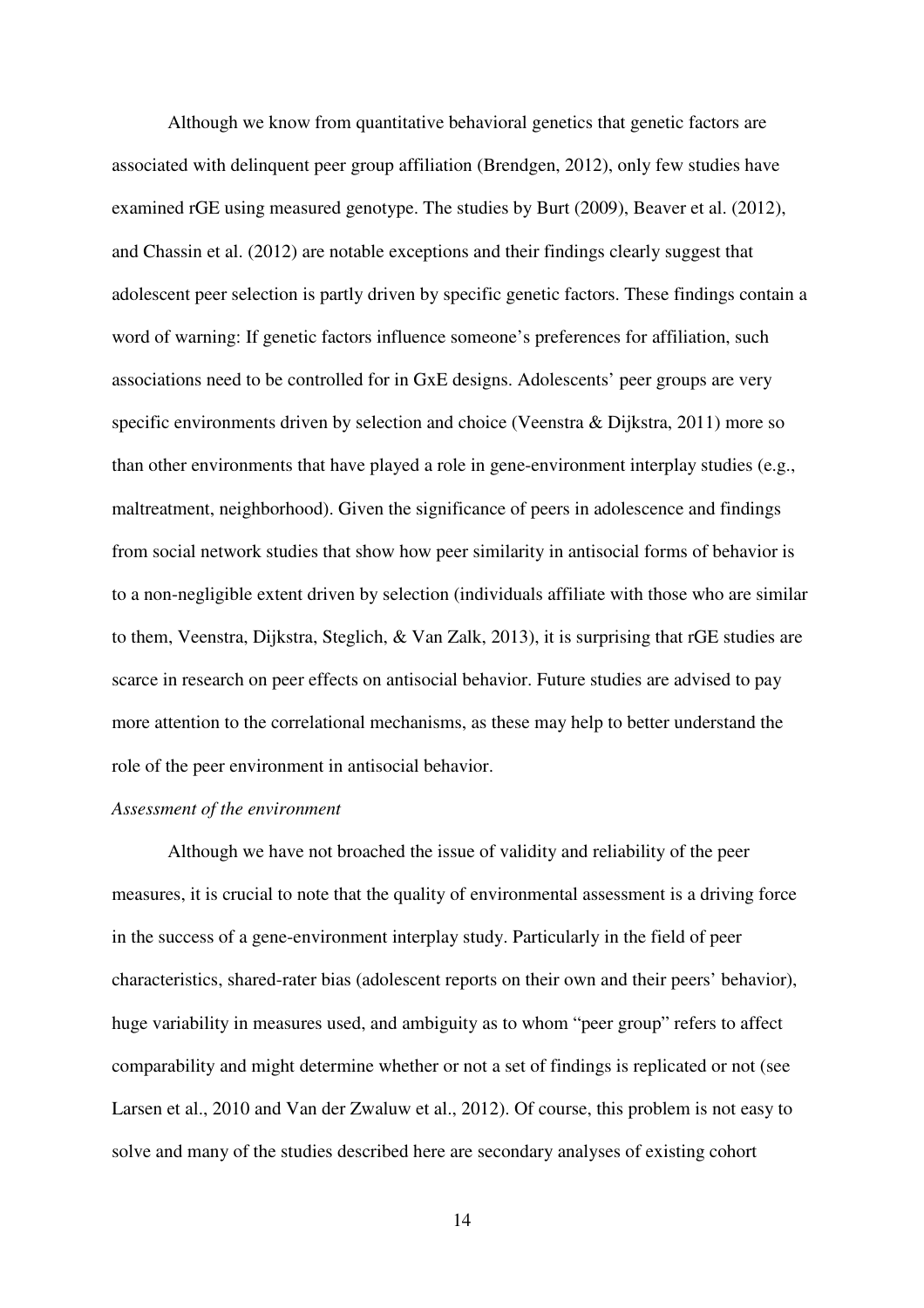Although we know from quantitative behavioral genetics that genetic factors are associated with delinquent peer group affiliation (Brendgen, 2012), only few studies have examined rGE using measured genotype. The studies by Burt (2009), Beaver et al. (2012), and Chassin et al. (2012) are notable exceptions and their findings clearly suggest that adolescent peer selection is partly driven by specific genetic factors. These findings contain a word of warning: If genetic factors influence someone's preferences for affiliation, such associations need to be controlled for in GxE designs. Adolescents' peer groups are very specific environments driven by selection and choice (Veenstra & Dijkstra, 2011) more so than other environments that have played a role in gene-environment interplay studies (e.g., maltreatment, neighborhood). Given the significance of peers in adolescence and findings from social network studies that show how peer similarity in antisocial forms of behavior is to a non-negligible extent driven by selection (individuals affiliate with those who are similar to them, Veenstra, Dijkstra, Steglich, & Van Zalk, 2013), it is surprising that rGE studies are scarce in research on peer effects on antisocial behavior. Future studies are advised to pay more attention to the correlational mechanisms, as these may help to better understand the role of the peer environment in antisocial behavior.

*Assessment of the environment*

Although we have not broached the issue of validity and reliability of the peer measures, it is crucial to note that the quality of environmental assessment is a driving force in the success of a gene-environment interplay study. Particularly in the field of peer characteristics, shared-rater bias (adolescent reports on their own and their peers' behavior), huge variability in measures used, and ambiguity as to whom "peer group" refers to affect comparability and might determine whether or not a set of findings is replicated or not (see Larsen et al., 2010 and Van der Zwaluw et al., 2012). Of course, this problem is not easy to solve and many of the studies described here are secondary analyses of existing cohort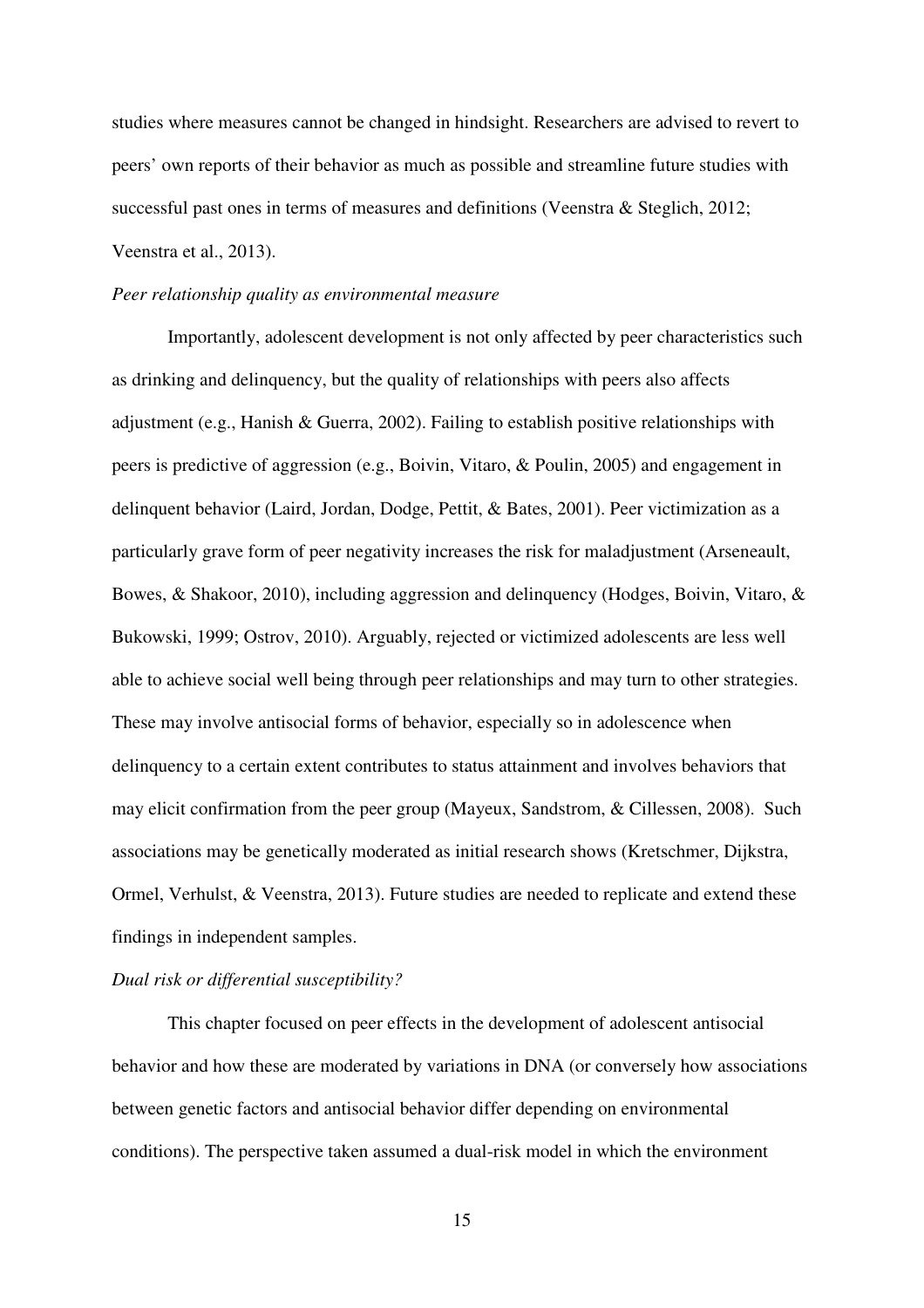studies where measures cannot be changed in hindsight. Researchers are advised to revert to peers' own reports of their behavior as much as possible and streamline future studies with successful past ones in terms of measures and definitions (Veenstra & Steglich, 2012; Veenstra et al., 2013).

*Peer relationship quality as environmental measure*

Importantly, adolescent development is not only affected by peer characteristics such as drinking and delinquency, but the quality of relationships with peers also affects adjustment (e.g., Hanish & Guerra, 2002). Failing to establish positive relationships with peers is predictive of aggression (e.g., Boivin, Vitaro, & Poulin, 2005) and engagement in delinquent behavior (Laird, Jordan, Dodge, Pettit, & Bates, 2001). Peer victimization as a particularly grave form of peer negativity increases the risk for maladjustment (Arseneault, Bowes, & Shakoor, 2010), including aggression and delinquency (Hodges, Boivin, Vitaro, & Bukowski, 1999; Ostrov, 2010). Arguably, rejected or victimized adolescents are less well able to achieve social well being through peer relationships and may turn to other strategies. These may involve antisocial forms of behavior, especially so in adolescence when delinquency to a certain extent contributes to status attainment and involves behaviors that may elicit confirmation from the peer group (Mayeux, Sandstrom, & Cillessen, 2008). Such associations may be genetically moderated as initial research shows (Kretschmer, Dijkstra, Ormel, Verhulst, & Veenstra, 2013). Future studies are needed to replicate and extend these findings in independent samples.

*Dual risk or differential susceptibility?*

This chapter focused on peer effects in the development of adolescent antisocial behavior and how these are moderated by variations in DNA (or conversely how associations between genetic factors and antisocial behavior differ depending on environmental conditions). The perspective taken assumed a dual-risk model in which the environment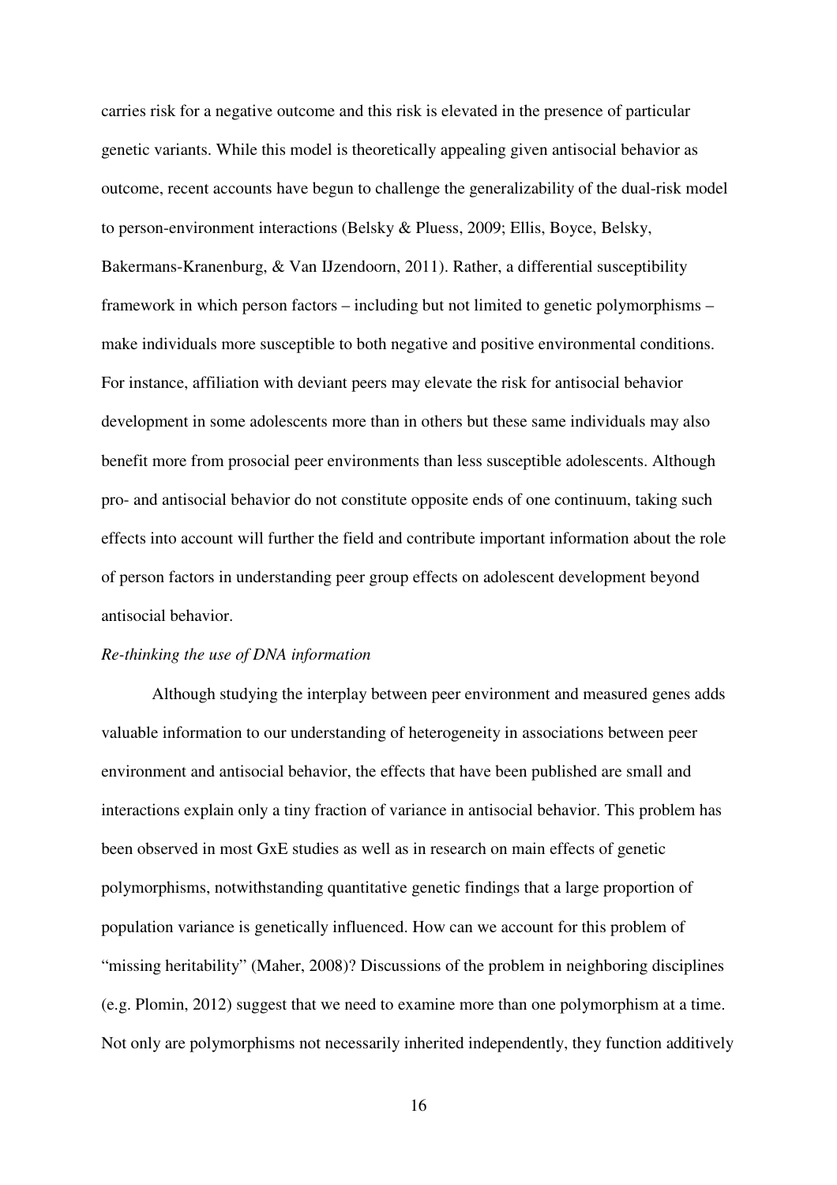carries risk for a negative outcome and this risk is elevated in the presence of particular genetic variants. While this model is theoretically appealing given antisocial behavior as outcome, recent accounts have begun to challenge the generalizability of the dual-risk model to person-environment interactions (Belsky & Pluess, 2009; Ellis, Boyce, Belsky, Bakermans-Kranenburg, & Van IJzendoorn, 2011). Rather, a differential susceptibility framework in which person factors – including but not limited to genetic polymorphisms – make individuals more susceptible to both negative and positive environmental conditions. For instance, affiliation with deviant peers may elevate the risk for antisocial behavior development in some adolescents more than in others but these same individuals may also benefit more from prosocial peer environments than less susceptible adolescents. Although pro- and antisocial behavior do not constitute opposite ends of one continuum, taking such effects into account will further the field and contribute important information about the role of person factors in understanding peer group effects on adolescent development beyond antisocial behavior.

*Re-thinking the use of DNA information*

Although studying the interplay between peer environment and measured genes adds valuable information to our understanding of heterogeneity in associations between peer environment and antisocial behavior, the effects that have been published are small and interactions explain only a tiny fraction of variance in antisocial behavior. This problem has been observed in most GxE studies as well as in research on main effects of genetic polymorphisms, notwithstanding quantitative genetic findings that a large proportion of population variance is genetically influenced. How can we account for this problem of "missing heritability" (Maher, 2008)? Discussions of the problem in neighboring disciplines (e.g. Plomin, 2012) suggest that we need to examine more than one polymorphism at a time. Not only are polymorphisms not necessarily inherited independently, they function additively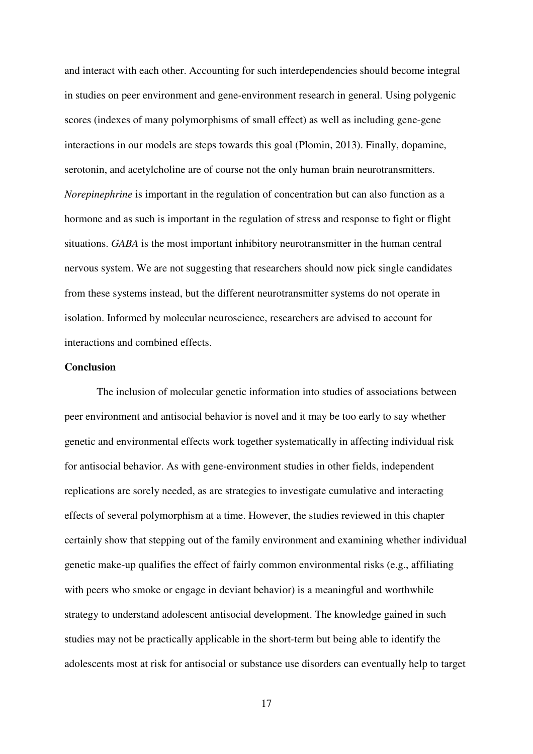and interact with each other. Accounting for such interdependencies should become integral in studies on peer environment and gene-environment research in general. Using polygenic scores (indexes of many polymorphisms of small effect) as well as including gene-gene interactions in our models are steps towards this goal (Plomin, 2013). Finally, dopamine, serotonin, and acetylcholine are of course not the only human brain neurotransmitters. *Norepinephrine* is important in the regulation of concentration but can also function as a hormone and as such is important in the regulation of stress and response to fight or flight situations. *GABA* is the most important inhibitory neurotransmitter in the human central nervous system. We are not suggesting that researchers should now pick single candidates from these systems instead, but the different neurotransmitter systems do not operate in isolation. Informed by molecular neuroscience, researchers are advised to account for interactions and combined effects.

## Conclusion

The inclusion of molecular genetic information into studies of associations between peer environment and antisocial behavior is novel and it may be too early to say whether genetic and environmental effects work together systematically in affecting individual risk for antisocial behavior. As with gene-environment studies in other fields, independent replications are sorely needed, as are strategies to investigate cumulative and interacting effects of several polymorphism at a time. However, the studies reviewed in this chapter certainly show that stepping out of the family environment and examining whether individual genetic make-up qualifies the effect of fairly common environmental risks (e.g., affiliating with peers who smoke or engage in deviant behavior) is a meaningful and worthwhile strategy to understand adolescent antisocial development. The knowledge gained in such studies may not be practically applicable in the short-term but being able to identify the adolescents most at risk for antisocial or substance use disorders can eventually help to target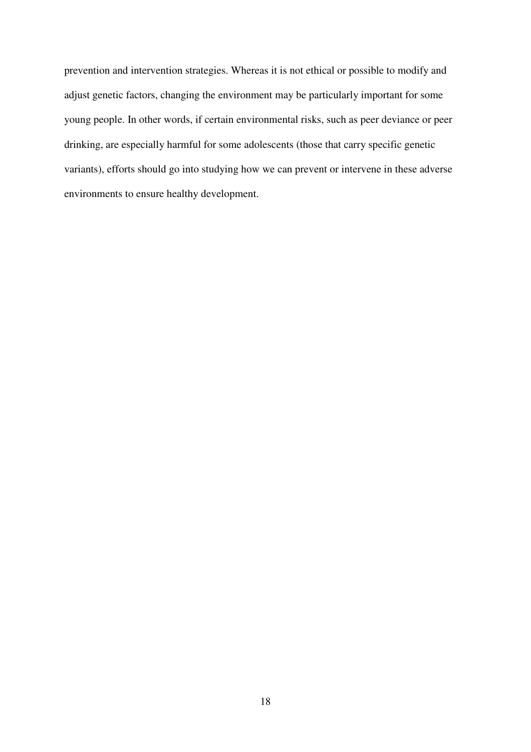prevention and intervention strategies. Whereas it is not ethical or possible to modify and adjust genetic factors, changing the environment may be particularly important for some young people. In other words, if certain environmental risks, such as peer deviance or peer drinking, are especially harmful for some adolescents (those that carry specific genetic variants), efforts should go into studying how we can prevent or intervene in these adverse environments to ensure healthy development.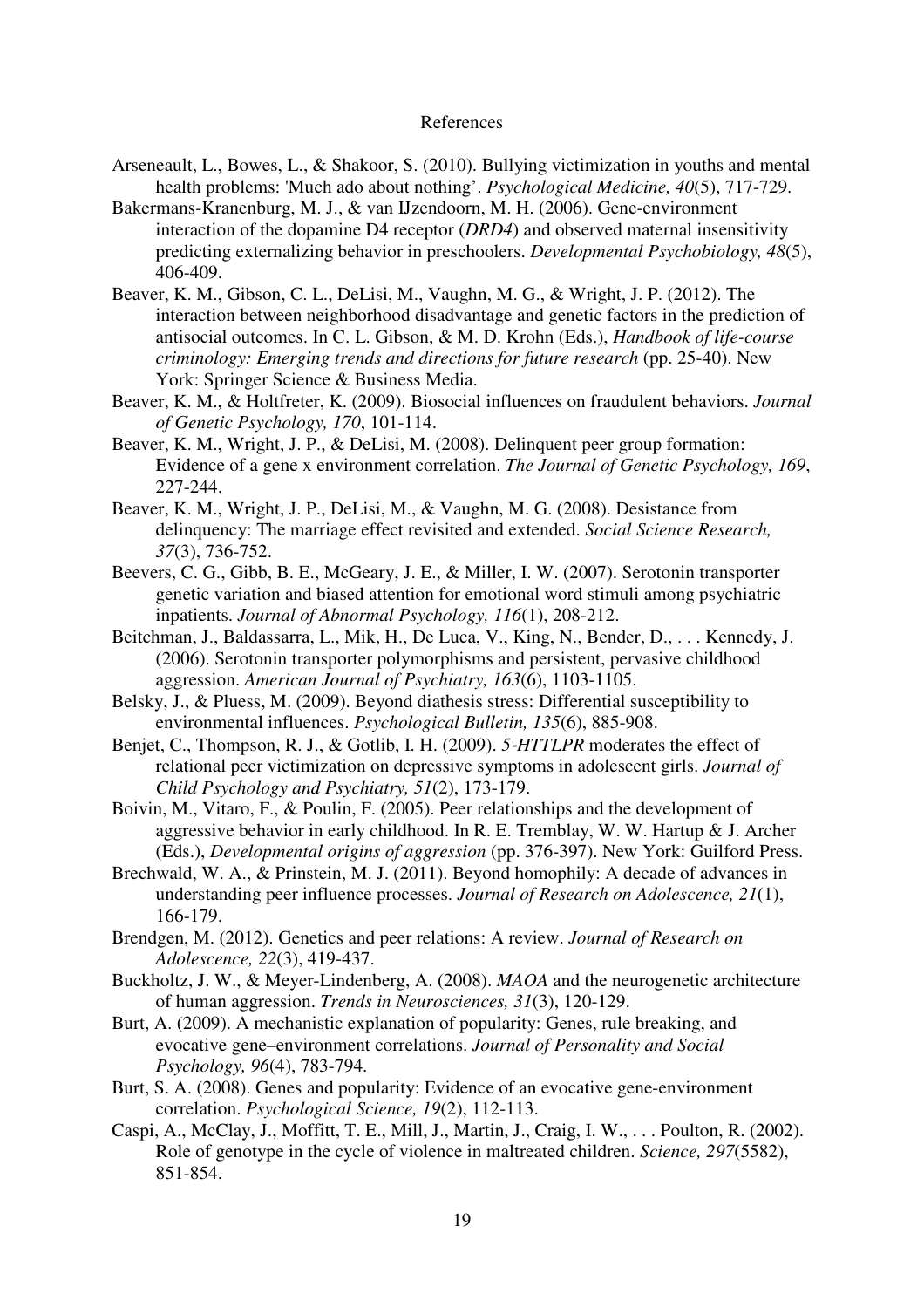# References

Arseneault, L., Bowes, L., & Shakoor, S. (2010). Bullying victimization in youths and mental health problems: 'Much ado about nothing'. *Psychological Medicine, 40*(5), 717-729.

Bakermans-Kranenburg, M. J., & van IJzendoorn, M. H. (2006). Gene-environment interaction of the dopamine D4 receptor (*DRD4*) and observed maternal insensitivity predicting externalizing behavior in preschoolers. *Developmental Psychobiology, 48*(5), 406-409.

Beaver, K. M., Gibson, C. L., DeLisi, M., Vaughn, M. G., & Wright, J. P. (2012). The interaction between neighborhood disadvantage and genetic factors in the prediction of antisocial outcomes. In C. L. Gibson, & M. D. Krohn (Eds.), *Handbook of life-course criminology: Emerging trends and directions for future research* (pp. 25-40). New York: Springer Science & Business Media.

Beaver, K. M., & Holtfreter, K. (2009). Biosocial influences on fraudulent behaviors. *Journal of Genetic Psychology, 170*, 101-114.

Beaver, K. M., Wright, J. P., & DeLisi, M. (2008). Delinquent peer group formation: Evidence of a gene x environment correlation. *The Journal of Genetic Psychology, 169*, 227-244.

Beaver, K. M., Wright, J. P., DeLisi, M., & Vaughn, M. G. (2008). Desistance from delinquency: The marriage effect revisited and extended. *Social Science Research, 37*(3), 736-752.

Beevers, C. G., Gibb, B. E., McGeary, J. E., & Miller, I. W. (2007). Serotonin transporter genetic variation and biased attention for emotional word stimuli among psychiatric inpatients. *Journal of Abnormal Psychology, 116*(1), 208-212.

Beitchman, J., Baldassarra, L., Mik, H., De Luca, V., King, N., Bender, D., . . . Kennedy, J. (2006). Serotonin transporter polymorphisms and persistent, pervasive childhood aggression. *American Journal of Psychiatry, 163*(6), 1103-1105.

Belsky, J., & Pluess, M. (2009). Beyond diathesis stress: Differential susceptibility to environmental influences. *Psychological Bulletin, 135*(6), 885-908.

Benjet, C., Thompson, R. J., & Gotlib, I. H. (2009). *5-HTTLPR* moderates the effect of relational peer victimization on depressive symptoms in adolescent girls. *Journal of Child Psychology and Psychiatry, 51*(2), 173-179.

Boivin, M., Vitaro, F., & Poulin, F. (2005). Peer relationships and the development of aggressive behavior in early childhood. In R. E. Tremblay, W. W. Hartup & J. Archer (Eds.), *Developmental origins of aggression* (pp. 376-397). New York: Guilford Press.

Brechwald, W. A., & Prinstein, M. J. (2011). Beyond homophily: A decade of advances in understanding peer influence processes. *Journal of Research on Adolescence, 21*(1), 166-179.

Brendgen, M. (2012). Genetics and peer relations: A review. *Journal of Research on Adolescence, 22*(3), 419-437.

Buckholtz, J. W., & Meyer-Lindenberg, A. (2008). *MAOA* and the neurogenetic architecture of human aggression. *Trends in Neurosciences, 31*(3), 120-129.

Burt, A. (2009). A mechanistic explanation of popularity: Genes, rule breaking, and evocative gene–environment correlations. *Journal of Personality and Social Psychology, 96*(4), 783-794.

Burt, S. A. (2008). Genes and popularity: Evidence of an evocative gene-environment correlation. *Psychological Science, 19*(2), 112-113.

Caspi, A., McClay, J., Moffitt, T. E., Mill, J., Martin, J., Craig, I. W., . . . Poulton, R. (2002). Role of genotype in the cycle of violence in maltreated children. *Science, 297*(5582), 851-854.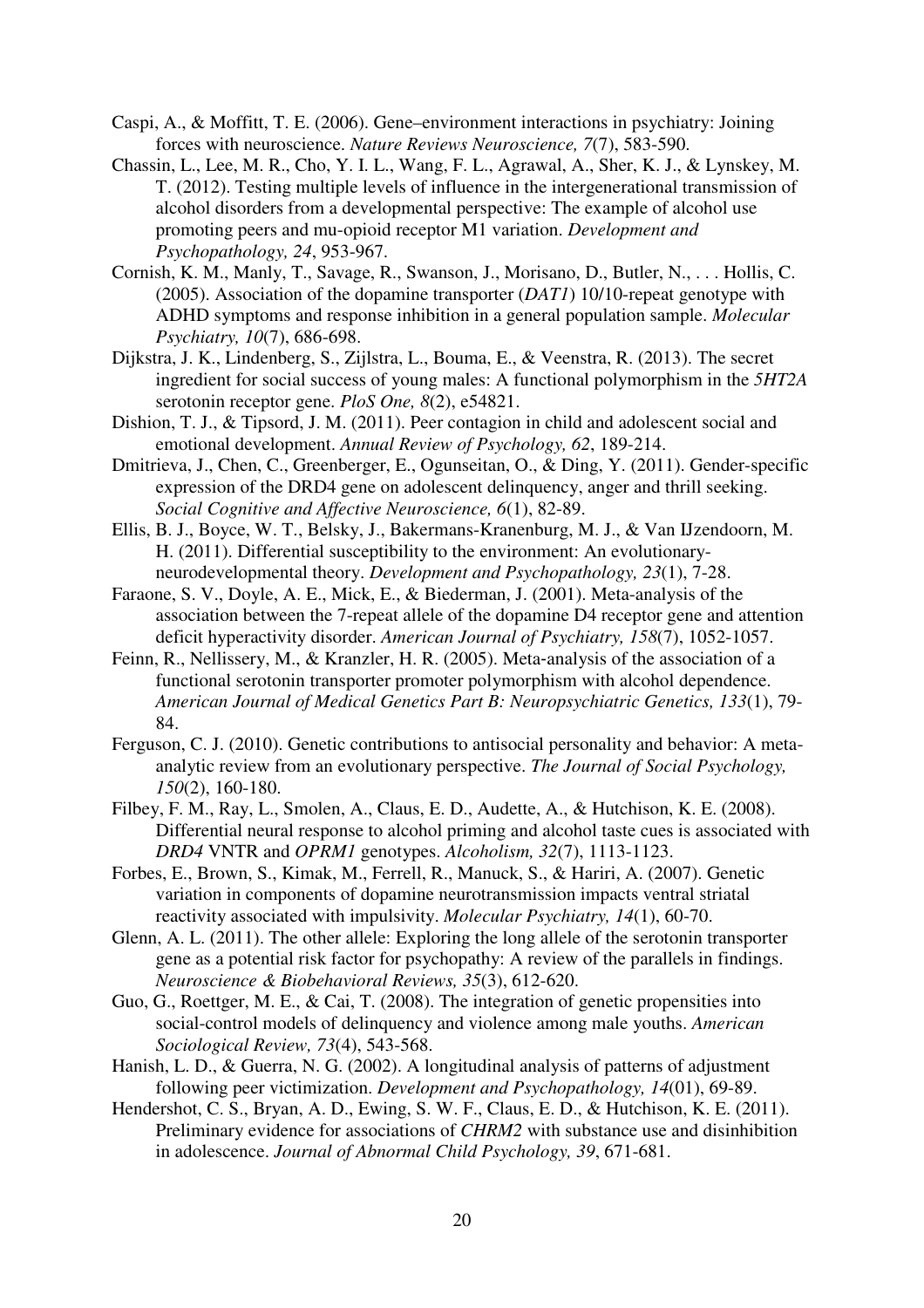Caspi, A., & Moffitt, T. E. (2006). Gene–environment interactions in psychiatry: Joining forces with neuroscience. *Nature Reviews Neuroscience, 7*(7), 583-590.

Chassin, L., Lee, M. R., Cho, Y. I. L., Wang, F. L., Agrawal, A., Sher, K. J., & Lynskey, M. T. (2012). Testing multiple levels of influence in the intergenerational transmission of alcohol disorders from a developmental perspective: The example of alcohol use promoting peers and mu-opioid receptor M1 variation. *Development and Psychopathology, 24*, 953-967.

Cornish, K. M., Manly, T., Savage, R., Swanson, J., Morisano, D., Butler, N., . . . Hollis, C. (2005). Association of the dopamine transporter (*DAT1*) 10/10-repeat genotype with ADHD symptoms and response inhibition in a general population sample. *Molecular Psychiatry, 10*(7), 686-698.

Dijkstra, J. K., Lindenberg, S., Zijlstra, L., Bouma, E., & Veenstra, R. (2013). The secret ingredient for social success of young males: A functional polymorphism in the *5HT2A* serotonin receptor gene. *PloS One, 8*(2), e54821.

Dishion, T. J., & Tipsord, J. M. (2011). Peer contagion in child and adolescent social and emotional development. *Annual Review of Psychology, 62*, 189-214.

Dmitrieva, J., Chen, C., Greenberger, E., Ogunseitan, O., & Ding, Y. (2011). Gender-specific expression of the DRD4 gene on adolescent delinquency, anger and thrill seeking. *Social Cognitive and Affective Neuroscience, 6*(1), 82-89.

Ellis, B. J., Boyce, W. T., Belsky, J., Bakermans-Kranenburg, M. J., & Van IJzendoorn, M. H. (2011). Differential susceptibility to the environment: An evolutionary-neurodevelopmental theory. *Development and Psychopathology, 23*(1), 7-28.

Faraone, S. V., Doyle, A. E., Mick, E., & Biederman, J. (2001). Meta-analysis of the association between the 7-repeat allele of the dopamine D4 receptor gene and attention deficit hyperactivity disorder. *American Journal of Psychiatry, 158*(7), 1052-1057.

Feinn, R., Nellissery, M., & Kranzler, H. R. (2005). Meta-analysis of the association of a functional serotonin transporter promoter polymorphism with alcohol dependence. *American Journal of Medical Genetics Part B: Neuropsychiatric Genetics, 133*(1), 79-84.

Ferguson, C. J. (2010). Genetic contributions to antisocial personality and behavior: A meta-analytic review from an evolutionary perspective. *The Journal of Social Psychology, 150*(2), 160-180.

Filbey, F. M., Ray, L., Smolen, A., Claus, E. D., Audette, A., & Hutchison, K. E. (2008). Differential neural response to alcohol priming and alcohol taste cues is associated with *DRD4* VNTR and *OPRM1* genotypes. *Alcoholism, 32*(7), 1113-1123.

Forbes, E., Brown, S., Kimak, M., Ferrell, R., Manuck, S., & Hariri, A. (2007). Genetic variation in components of dopamine neurotransmission impacts ventral striatal reactivity associated with impulsivity. *Molecular Psychiatry, 14*(1), 60-70.

Glenn, A. L. (2011). The other allele: Exploring the long allele of the serotonin transporter gene as a potential risk factor for psychopathy: A review of the parallels in findings. *Neuroscience & Biobehavioral Reviews, 35*(3), 612-620.

Guo, G., Roettger, M. E., & Cai, T. (2008). The integration of genetic propensities into social-control models of delinquency and violence among male youths. *American Sociological Review, 73*(4), 543-568.

Hanish, L. D., & Guerra, N. G. (2002). A longitudinal analysis of patterns of adjustment following peer victimization. *Development and Psychopathology, 14*(01), 69-89.

Hendershot, C. S., Bryan, A. D., Ewing, S. W. F., Claus, E. D., & Hutchison, K. E. (2011). Preliminary evidence for associations of *CHRM2* with substance use and disinhibition in adolescence. *Journal of Abnormal Child Psychology, 39*, 671-681.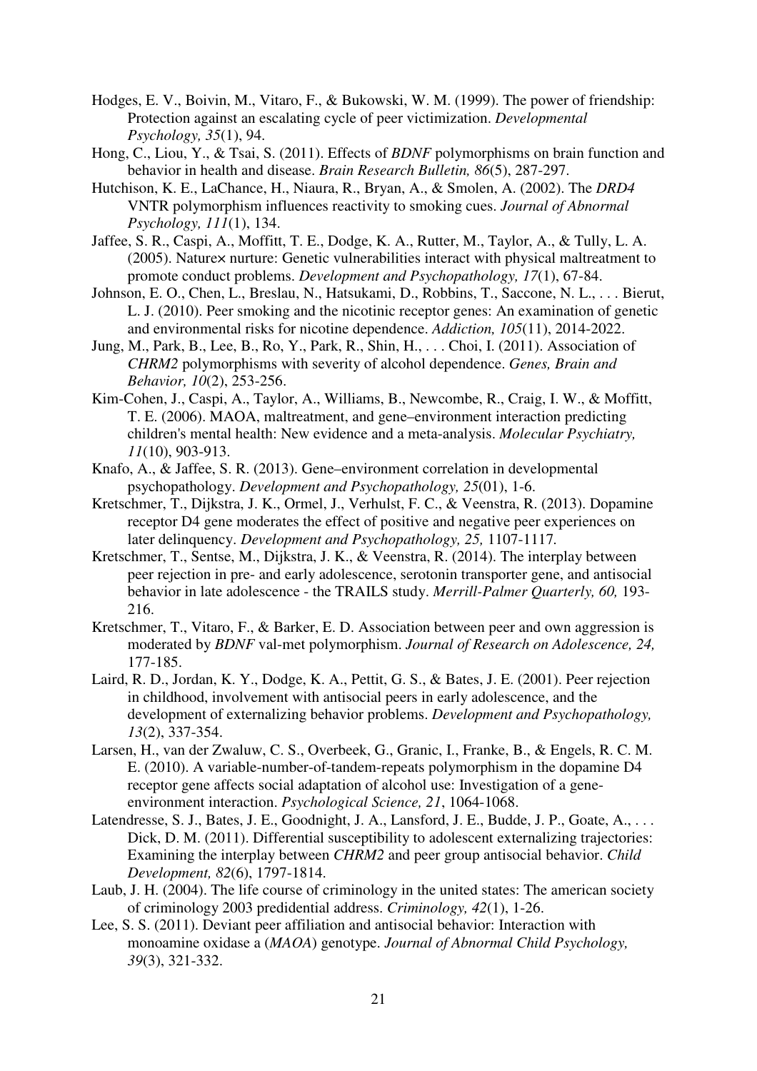Hodges, E. V., Boivin, M., Vitaro, F., & Bukowski, W. M. (1999). The power of friendship: Protection against an escalating cycle of peer victimization. *Developmental Psychology, 35*(1), 94.

Hong, C., Liou, Y., & Tsai, S. (2011). Effects of *BDNF* polymorphisms on brain function and behavior in health and disease. *Brain Research Bulletin, 86*(5), 287-297.

Hutchison, K. E., LaChance, H., Niaura, R., Bryan, A., & Smolen, A. (2002). The *DRD4* VNTR polymorphism influences reactivity to smoking cues. *Journal of Abnormal Psychology, 111*(1), 134.

Jaffee, S. R., Caspi, A., Moffitt, T. E., Dodge, K. A., Rutter, M., Taylor, A., & Tully, L. A. (2005). Nature× nurture: Genetic vulnerabilities interact with physical maltreatment to promote conduct problems. *Development and Psychopathology, 17*(1), 67-84.

Johnson, E. O., Chen, L., Breslau, N., Hatsukami, D., Robbins, T., Saccone, N. L., . . . Bierut, L. J. (2010). Peer smoking and the nicotinic receptor genes: An examination of genetic and environmental risks for nicotine dependence. *Addiction, 105*(11), 2014-2022.

Jung, M., Park, B., Lee, B., Ro, Y., Park, R., Shin, H., . . . Choi, I. (2011). Association of *CHRM2* polymorphisms with severity of alcohol dependence. *Genes, Brain and Behavior, 10*(2), 253-256.

Kim-Cohen, J., Caspi, A., Taylor, A., Williams, B., Newcombe, R., Craig, I. W., & Moffitt, T. E. (2006). MAOA, maltreatment, and gene–environment interaction predicting children's mental health: New evidence and a meta-analysis. *Molecular Psychiatry, 11*(10), 903-913.

Knafo, A., & Jaffee, S. R. (2013). Gene–environment correlation in developmental psychopathology. *Development and Psychopathology, 25*(01), 1-6.

Kretschmer, T., Dijkstra, J. K., Ormel, J., Verhulst, F. C., & Veenstra, R. (2013). Dopamine receptor D4 gene moderates the effect of positive and negative peer experiences on later delinquency. *Development and Psychopathology, 25,* 1107-1117.

Kretschmer, T., Sentse, M., Dijkstra, J. K., & Veenstra, R. (2014). The interplay between peer rejection in pre- and early adolescence, serotonin transporter gene, and antisocial behavior in late adolescence - the TRAILS study. *Merrill-Palmer Quarterly, 60,* 193-216.

Kretschmer, T., Vitaro, F., & Barker, E. D. Association between peer and own aggression is moderated by *BDNF* val-met polymorphism. *Journal of Research on Adolescence, 24,* 177-185.

Laird, R. D., Jordan, K. Y., Dodge, K. A., Pettit, G. S., & Bates, J. E. (2001). Peer rejection in childhood, involvement with antisocial peers in early adolescence, and the development of externalizing behavior problems. *Development and Psychopathology, 13*(2), 337-354.

Larsen, H., van der Zwaluw, C. S., Overbeek, G., Granic, I., Franke, B., & Engels, R. C. M. E. (2010). A variable-number-of-tandem-repeats polymorphism in the dopamine D4 receptor gene affects social adaptation of alcohol use: Investigation of a gene-environment interaction. *Psychological Science, 21*, 1064-1068.

Latendresse, S. J., Bates, J. E., Goodnight, J. A., Lansford, J. E., Budde, J. P., Goate, A., . . . Dick, D. M. (2011). Differential susceptibility to adolescent externalizing trajectories: Examining the interplay between *CHRM2* and peer group antisocial behavior. *Child Development, 82*(6), 1797-1814.

Laub, J. H. (2004). The life course of criminology in the united states: The american society of criminology 2003 predidential address. *Criminology, 42*(1), 1-26.

Lee, S. S. (2011). Deviant peer affiliation and antisocial behavior: Interaction with monoamine oxidase a (*MAOA*) genotype. *Journal of Abnormal Child Psychology, 39*(3), 321-332.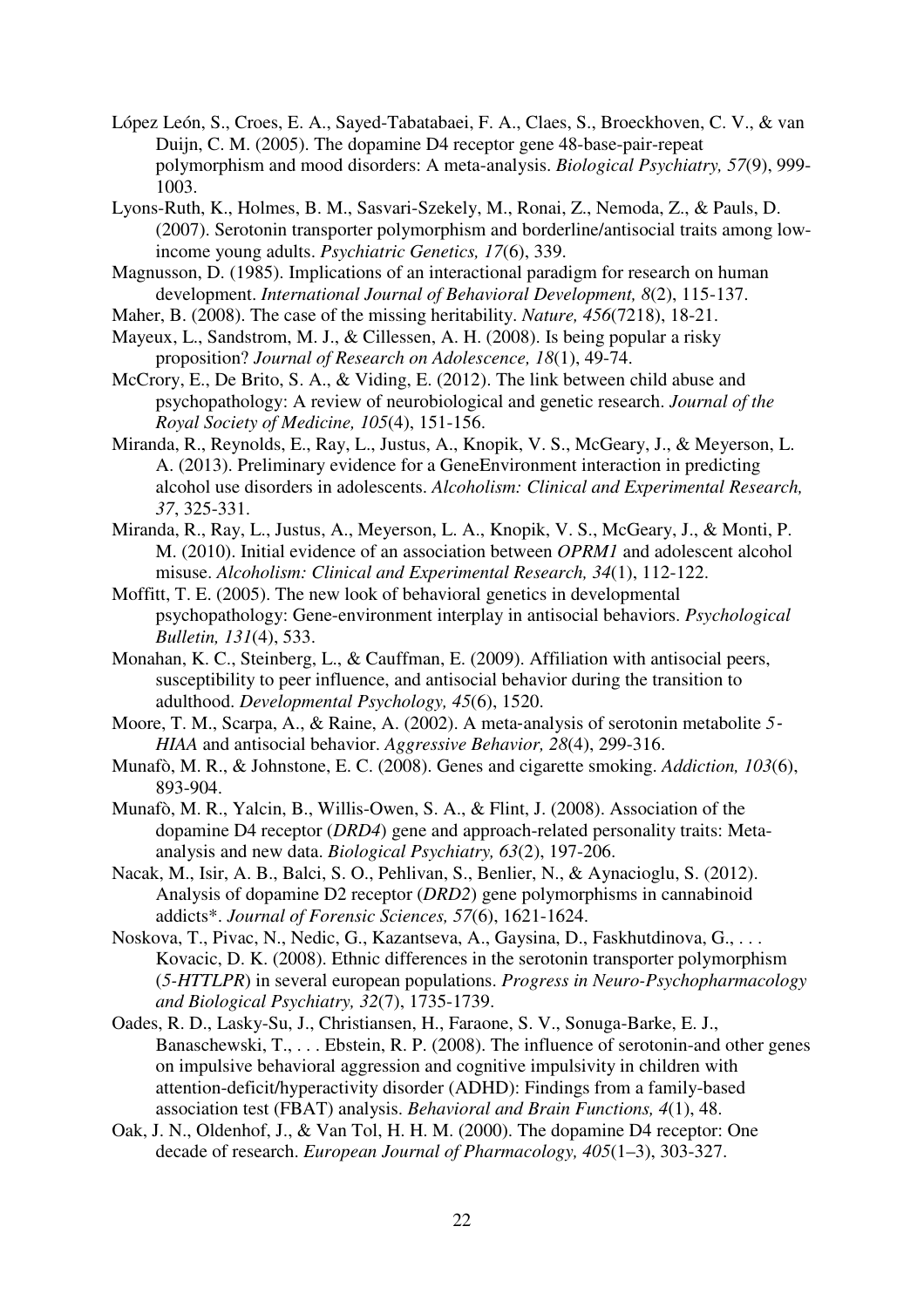López León, S., Croes, E. A., Sayed-Tabatabaei, F. A., Claes, S., Broeckhoven, C. V., & van Duijn, C. M. (2005). The dopamine D4 receptor gene 48-base-pair-repeat polymorphism and mood disorders: A meta-analysis. *Biological Psychiatry, 57*(9), 999-1003.

Lyons-Ruth, K., Holmes, B. M., Sasvari-Szekely, M., Ronai, Z., Nemoda, Z., & Pauls, D. (2007). Serotonin transporter polymorphism and borderline/antisocial traits among low-income young adults. *Psychiatric Genetics, 17*(6), 339.

Magnusson, D. (1985). Implications of an interactional paradigm for research on human development. *International Journal of Behavioral Development, 8*(2), 115-137.

Maher, B. (2008). The case of the missing heritability. *Nature, 456*(7218), 18-21.

Mayeux, L., Sandstrom, M. J., & Cillessen, A. H. (2008). Is being popular a risky proposition? *Journal of Research on Adolescence, 18*(1), 49-74.

McCrory, E., De Brito, S. A., & Viding, E. (2012). The link between child abuse and psychopathology: A review of neurobiological and genetic research. *Journal of the Royal Society of Medicine, 105*(4), 151-156.

Miranda, R., Reynolds, E., Ray, L., Justus, A., Knopik, V. S., McGeary, J., & Meyerson, L. A. (2013). Preliminary evidence for a GeneEnvironment interaction in predicting alcohol use disorders in adolescents. *Alcoholism: Clinical and Experimental Research, 37*, 325-331.

Miranda, R., Ray, L., Justus, A., Meyerson, L. A., Knopik, V. S., McGeary, J., & Monti, P. M. (2010). Initial evidence of an association between *OPRM1* and adolescent alcohol misuse. *Alcoholism: Clinical and Experimental Research, 34*(1), 112-122.

Moffitt, T. E. (2005). The new look of behavioral genetics in developmental psychopathology: Gene-environment interplay in antisocial behaviors. *Psychological Bulletin, 131*(4), 533.

Monahan, K. C., Steinberg, L., & Cauffman, E. (2009). Affiliation with antisocial peers, susceptibility to peer influence, and antisocial behavior during the transition to adulthood. *Developmental Psychology, 45*(6), 1520.

Moore, T. M., Scarpa, A., & Raine, A. (2002). A meta-analysis of serotonin metabolite *5-HIAA* and antisocial behavior. *Aggressive Behavior, 28*(4), 299-316.

Munafò, M. R., & Johnstone, E. C. (2008). Genes and cigarette smoking. *Addiction, 103*(6), 893-904.

Munafò, M. R., Yalcin, B., Willis-Owen, S. A., & Flint, J. (2008). Association of the dopamine D4 receptor (*DRD4*) gene and approach-related personality traits: Meta-analysis and new data. *Biological Psychiatry, 63*(2), 197-206.

Nacak, M., Isir, A. B., Balci, S. O., Pehlivan, S., Benlier, N., & Aynacioglu, S. (2012). Analysis of dopamine D2 receptor (*DRD2*) gene polymorphisms in cannabinoid addicts*. *Journal of Forensic Sciences, 57*(6), 1621-1624.

Noskova, T., Pivac, N., Nedic, G., Kazantseva, A., Gaysina, D., Faskhutdinova, G., . . . Kovacic, D. K. (2008). Ethnic differences in the serotonin transporter polymorphism (*5-HTTLPR*) in several european populations. *Progress in Neuro-Psychopharmacology and Biological Psychiatry, 32*(7), 1735-1739.

Oades, R. D., Lasky-Su, J., Christiansen, H., Faraone, S. V., Sonuga-Barke, E. J., Banaschewski, T., . . . Ebstein, R. P. (2008). The influence of serotonin-and other genes on impulsive behavioral aggression and cognitive impulsivity in children with attention-deficit/hyperactivity disorder (ADHD): Findings from a family-based association test (FBAT) analysis. *Behavioral and Brain Functions, 4*(1), 48.

Oak, J. N., Oldenhof, J., & Van Tol, H. H. M. (2000). The dopamine D4 receptor: One decade of research. *European Journal of Pharmacology, 405*(1–3), 303-327.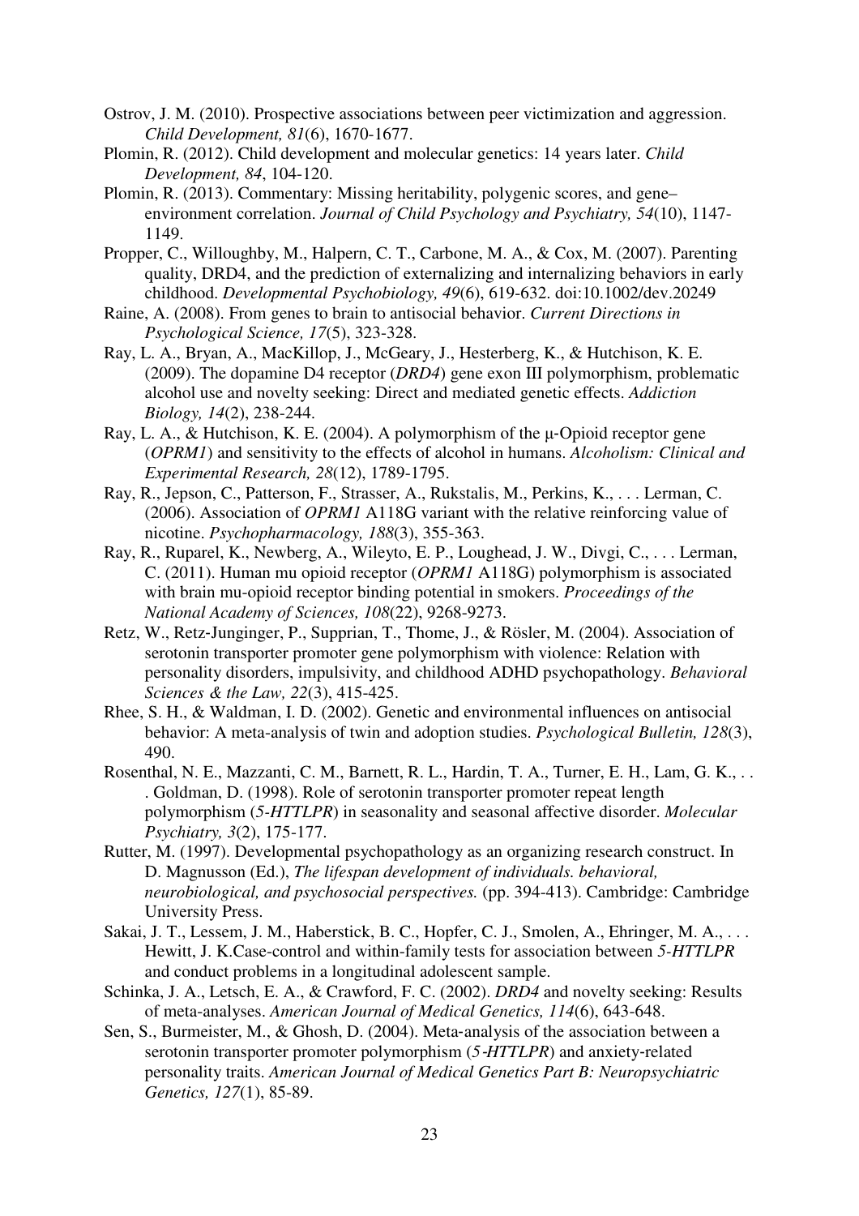Ostrov, J. M. (2010). Prospective associations between peer victimization and aggression. *Child Development, 81*(6), 1670-1677.

Plomin, R. (2012). Child development and molecular genetics: 14 years later. *Child Development, 84*, 104-120.

Plomin, R. (2013). Commentary: Missing heritability, polygenic scores, and gene–environment correlation. *Journal of Child Psychology and Psychiatry, 54*(10), 1147-1149.

Propper, C., Willoughby, M., Halpern, C. T., Carbone, M. A., & Cox, M. (2007). Parenting quality, DRD4, and the prediction of externalizing and internalizing behaviors in early childhood. *Developmental Psychobiology, 49*(6), 619-632. doi:10.1002/dev.20249

Raine, A. (2008). From genes to brain to antisocial behavior. *Current Directions in Psychological Science, 17*(5), 323-328.

Ray, L. A., Bryan, A., MacKillop, J., McGeary, J., Hesterberg, K., & Hutchison, K. E. (2009). The dopamine D4 receptor (*DRD4*) gene exon III polymorphism, problematic alcohol use and novelty seeking: Direct and mediated genetic effects. *Addiction Biology, 14*(2), 238-244.

Ray, L. A., & Hutchison, K. E. (2004). A polymorphism of the μ-Opioid receptor gene (*OPRM1*) and sensitivity to the effects of alcohol in humans. *Alcoholism: Clinical and Experimental Research, 28*(12), 1789-1795.

Ray, R., Jepson, C., Patterson, F., Strasser, A., Rukstalis, M., Perkins, K., . . . Lerman, C. (2006). Association of *OPRM1* A118G variant with the relative reinforcing value of nicotine. *Psychopharmacology, 188*(3), 355-363.

Ray, R., Ruparel, K., Newberg, A., Wileyto, E. P., Loughead, J. W., Divgi, C., . . . Lerman, C. (2011). Human mu opioid receptor (*OPRM1* A118G) polymorphism is associated with brain mu-opioid receptor binding potential in smokers. *Proceedings of the National Academy of Sciences, 108*(22), 9268-9273.

Retz, W., Retz-Junginger, P., Supprian, T., Thome, J., & Rösler, M. (2004). Association of serotonin transporter promoter gene polymorphism with violence: Relation with personality disorders, impulsivity, and childhood ADHD psychopathology. *Behavioral Sciences & the Law, 22*(3), 415-425.

Rhee, S. H., & Waldman, I. D. (2002). Genetic and environmental influences on antisocial behavior: A meta-analysis of twin and adoption studies. *Psychological Bulletin, 128*(3), 490.

Rosenthal, N. E., Mazzanti, C. M., Barnett, R. L., Hardin, T. A., Turner, E. H., Lam, G. K., . . . Goldman, D. (1998). Role of serotonin transporter promoter repeat length polymorphism (*5-HTTLPR*) in seasonality and seasonal affective disorder. *Molecular Psychiatry, 3*(2), 175-177.

Rutter, M. (1997). Developmental psychopathology as an organizing research construct. In D. Magnusson (Ed.), *The lifespan development of individuals. behavioral, neurobiological, and psychosocial perspectives.* (pp. 394-413). Cambridge: Cambridge University Press.

Sakai, J. T., Lessem, J. M., Haberstick, B. C., Hopfer, C. J., Smolen, A., Ehringer, M. A., . . . Hewitt, J. K.Case-control and within-family tests for association between *5-HTTLPR* and conduct problems in a longitudinal adolescent sample.

Schinka, J. A., Letsch, E. A., & Crawford, F. C. (2002). *DRD4* and novelty seeking: Results of meta-analyses. *American Journal of Medical Genetics, 114*(6), 643-648.

Sen, S., Burmeister, M., & Ghosh, D. (2004). Meta-analysis of the association between a serotonin transporter promoter polymorphism (*5-HTTLPR*) and anxiety-related personality traits. *American Journal of Medical Genetics Part B: Neuropsychiatric Genetics, 127*(1), 85-89.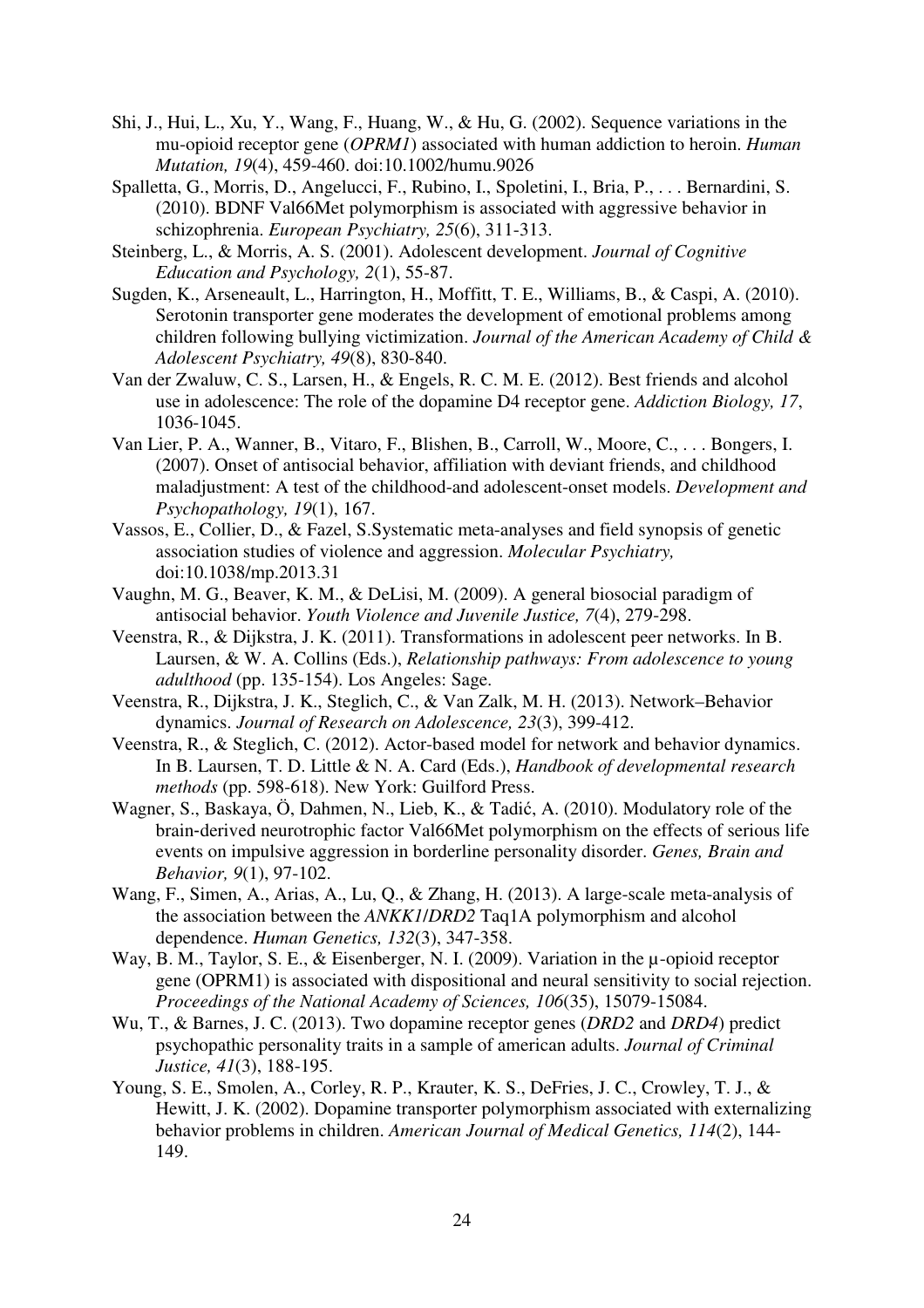Shi, J., Hui, L., Xu, Y., Wang, F., Huang, W., & Hu, G. (2002). Sequence variations in the mu-opioid receptor gene (*OPRM1*) associated with human addiction to heroin. *Human Mutation, 19*(4), 459-460. doi:10.1002/humu.9026

Spalletta, G., Morris, D., Angelucci, F., Rubino, I., Spoletini, I., Bria, P., . . . Bernardini, S. (2010). BDNF Val66Met polymorphism is associated with aggressive behavior in schizophrenia. *European Psychiatry, 25*(6), 311-313.

Steinberg, L., & Morris, A. S. (2001). Adolescent development. *Journal of Cognitive Education and Psychology, 2*(1), 55-87.

Sugden, K., Arseneault, L., Harrington, H., Moffitt, T. E., Williams, B., & Caspi, A. (2010). Serotonin transporter gene moderates the development of emotional problems among children following bullying victimization. *Journal of the American Academy of Child & Adolescent Psychiatry, 49*(8), 830-840.

Van der Zwaluw, C. S., Larsen, H., & Engels, R. C. M. E. (2012). Best friends and alcohol use in adolescence: The role of the dopamine D4 receptor gene. *Addiction Biology, 17*, 1036-1045.

Van Lier, P. A., Wanner, B., Vitaro, F., Blishen, B., Carroll, W., Moore, C., . . . Bongers, I. (2007). Onset of antisocial behavior, affiliation with deviant friends, and childhood maladjustment: A test of the childhood-and adolescent-onset models. *Development and Psychopathology, 19*(1), 167.

Vassos, E., Collier, D., & Fazel, S.Systematic meta-analyses and field synopsis of genetic association studies of violence and aggression. *Molecular Psychiatry,* doi:10.1038/mp.2013.31

Vaughn, M. G., Beaver, K. M., & DeLisi, M. (2009). A general biosocial paradigm of antisocial behavior. *Youth Violence and Juvenile Justice, 7*(4), 279-298.

Veenstra, R., & Dijkstra, J. K. (2011). Transformations in adolescent peer networks. In B. Laursen, & W. A. Collins (Eds.), *Relationship pathways: From adolescence to young adulthood* (pp. 135-154). Los Angeles: Sage.

Veenstra, R., Dijkstra, J. K., Steglich, C., & Van Zalk, M. H. (2013). Network–Behavior dynamics. *Journal of Research on Adolescence, 23*(3), 399-412.

Veenstra, R., & Steglich, C. (2012). Actor-based model for network and behavior dynamics. In B. Laursen, T. D. Little & N. A. Card (Eds.), *Handbook of developmental research methods* (pp. 598-618). New York: Guilford Press.

Wagner, S., Baskaya, Ö, Dahmen, N., Lieb, K., & Tadić, A. (2010). Modulatory role of the brain-derived neurotrophic factor Val66Met polymorphism on the effects of serious life events on impulsive aggression in borderline personality disorder. *Genes, Brain and Behavior, 9*(1), 97-102.

Wang, F., Simen, A., Arias, A., Lu, Q., & Zhang, H. (2013). A large-scale meta-analysis of the association between the *ANKK1/DRD2* Taq1A polymorphism and alcohol dependence. *Human Genetics, 132*(3), 347-358.

Way, B. M., Taylor, S. E., & Eisenberger, N. I. (2009). Variation in the μ-opioid receptor gene (OPRM1) is associated with dispositional and neural sensitivity to social rejection. *Proceedings of the National Academy of Sciences, 106*(35), 15079-15084.

Wu, T., & Barnes, J. C. (2013). Two dopamine receptor genes (*DRD2* and *DRD4*) predict psychopathic personality traits in a sample of american adults. *Journal of Criminal Justice, 41*(3), 188-195.

Young, S. E., Smolen, A., Corley, R. P., Krauter, K. S., DeFries, J. C., Crowley, T. J., & Hewitt, J. K. (2002). Dopamine transporter polymorphism associated with externalizing behavior problems in children. *American Journal of Medical Genetics, 114*(2), 144-149.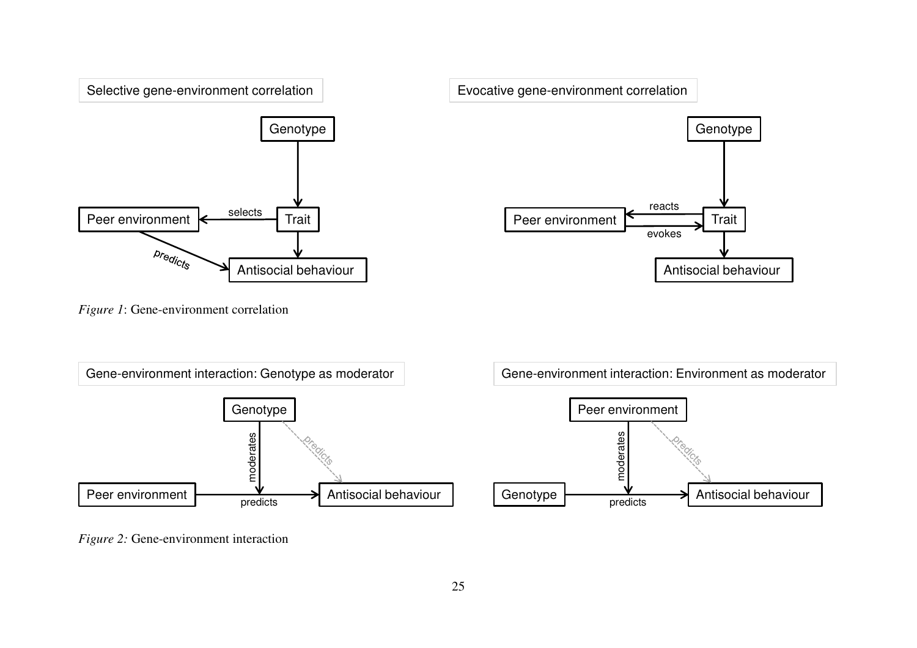Selective gene-environment correlation

Genotype

Peer environment

selects

Trait

predicts

Antisocial behaviour

Evocative gene-environment correlation

Genotype

Peer environment

reacts

evokes

Trait

Antisocial behaviour

*Figure 1*: Gene-environment correlation

Gene-environment interaction: Genotype as moderator

Genotype

moderates

predicts

Peer environment

predicts

Antisocial behaviour

Gene-environment interaction: Environment as moderator

Peer environment

moderates

predicts

Genotype

predicts

Antisocial behaviour

*Figure 2:* Gene-environment interaction